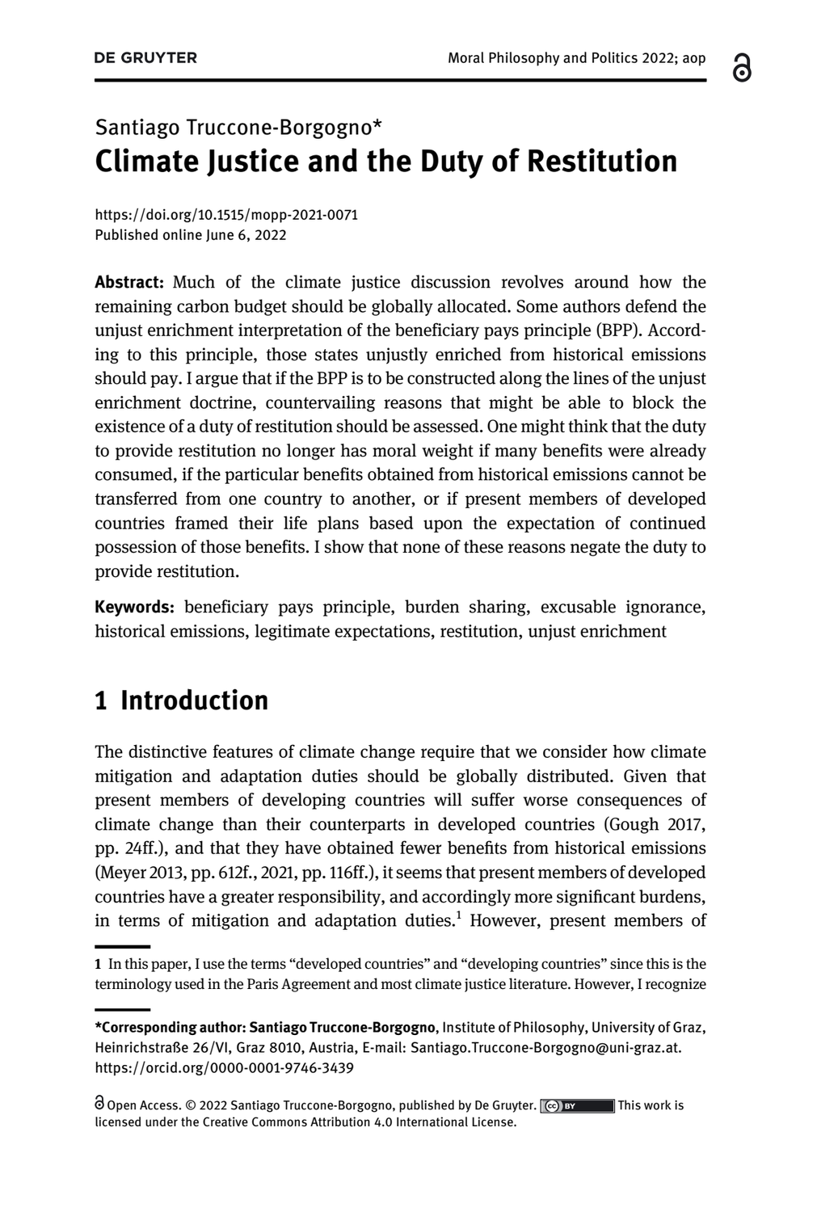Santiago Truccone-Borgogno*

# Climate Justice and the Duty of Restitution

https://doi.org/10.1515/mopp-2021-0071
Published online June 6, 2022

**Abstract:** Much of the climate justice discussion revolves around how the remaining carbon budget should be globally allocated. Some authors defend the unjust enrichment interpretation of the beneficiary pays principle (BPP). According to this principle, those states unjustly enriched from historical emissions should pay. I argue that if the BPP is to be constructed along the lines of the unjust enrichment doctrine, countervailing reasons that might be able to block the existence of a duty of restitution should be assessed. One might think that the duty to provide restitution no longer has moral weight if many benefits were already consumed, if the particular benefits obtained from historical emissions cannot be transferred from one country to another, or if present members of developed countries framed their life plans based upon the expectation of continued possession of those benefits. I show that none of these reasons negate the duty to provide restitution.

**Keywords:** beneficiary pays principle, burden sharing, excusable ignorance, historical emissions, legitimate expectations, restitution, unjust enrichment

## 1 Introduction

The distinctive features of climate change require that we consider how climate mitigation and adaptation duties should be globally distributed. Given that present members of developing countries will suffer worse consequences of climate change than their counterparts in developed countries (Gough 2017, pp. 24ff.), and that they have obtained fewer benefits from historical emissions (Meyer 2013, pp. 612f., 2021, pp. 116ff.), it seems that present members of developed countries have a greater responsibility, and accordingly more significant burdens, in terms of mitigation and adaptation duties.[1] However, present members of

[1] In this paper, I use the terms "developed countries" and "developing countries" since this is the terminology used in the Paris Agreement and most climate justice literature. However, I recognize

***Corresponding author: Santiago Truccone-Borgogno**, Institute of Philosophy, University of Graz, Heinrichstraße 26/VI, Graz 8010, Austria, E-mail: Santiago.Truccone-Borgogno@uni-graz.at. https://orcid.org/0000-0001-9746-3439

Open Access. © 2022 Santiago Truccone-Borgogno, published by De Gruyter. This work is licensed under the Creative Commons Attribution 4.0 International License.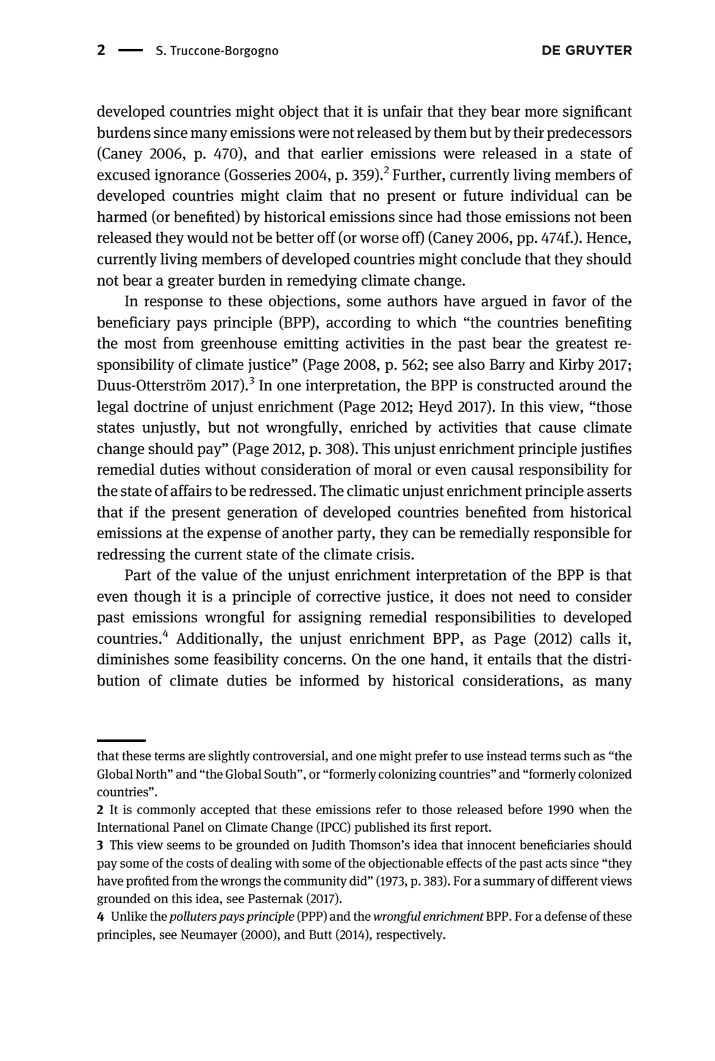developed countries might object that it is unfair that they bear more significant burdens since many emissions were not released by them but by their predecessors (Caney 2006, p. 470), and that earlier emissions were released in a state of excused ignorance (Gosseries 2004, p. 359).[2] Further, currently living members of developed countries might claim that no present or future individual can be harmed (or benefited) by historical emissions since had those emissions not been released they would not be better off (or worse off) (Caney 2006, pp. 474f.). Hence, currently living members of developed countries might conclude that they should not bear a greater burden in remedying climate change.

In response to these objections, some authors have argued in favor of the beneficiary pays principle (BPP), according to which "the countries benefiting the most from greenhouse emitting activities in the past bear the greatest responsibility of climate justice" (Page 2008, p. 562; see also Barry and Kirby 2017; Duus-Otterström 2017).[3] In one interpretation, the BPP is constructed around the legal doctrine of unjust enrichment (Page 2012; Heyd 2017). In this view, "those states unjustly, but not wrongfully, enriched by activities that cause climate change should pay" (Page 2012, p. 308). This unjust enrichment principle justifies remedial duties without consideration of moral or even causal responsibility for the state of affairs to be redressed. The climatic unjust enrichment principle asserts that if the present generation of developed countries benefited from historical emissions at the expense of another party, they can be remedially responsible for redressing the current state of the climate crisis.

Part of the value of the unjust enrichment interpretation of the BPP is that even though it is a principle of corrective justice, it does not need to consider past emissions wrongful for assigning remedial responsibilities to developed countries.[4] Additionally, the unjust enrichment BPP, as Page (2012) calls it, diminishes some feasibility concerns. On the one hand, it entails that the distribution of climate duties be informed by historical considerations, as many

---

that these terms are slightly controversial, and one might prefer to use instead terms such as "the Global North" and "the Global South", or "formerly colonizing countries" and "formerly colonized countries".

2 It is commonly accepted that these emissions refer to those released before 1990 when the International Panel on Climate Change (IPCC) published its first report.

3 This view seems to be grounded on Judith Thomson's idea that innocent beneficiaries should pay some of the costs of dealing with some of the objectionable effects of the past acts since "they have profited from the wrongs the community did" (1973, p. 383). For a summary of different views grounded on this idea, see Pasternak (2017).

4 Unlike the *polluters pays principle* (PPP) and the *wrongful enrichment* BPP. For a defense of these principles, see Neumayer (2000), and Butt (2014), respectively.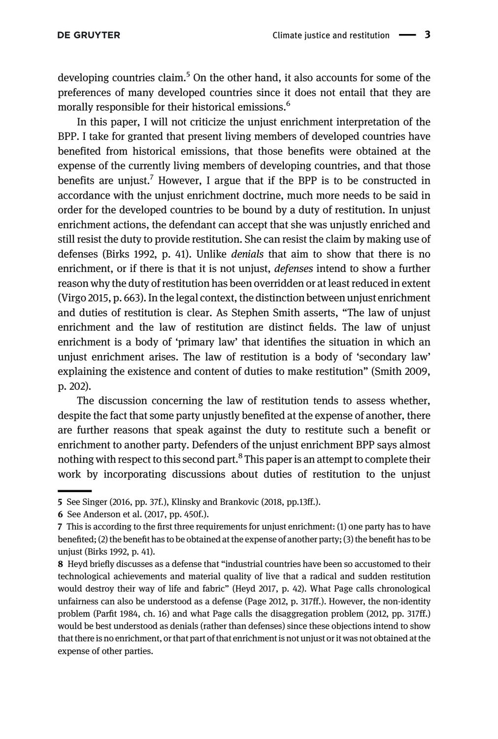developing countries claim.[5] On the other hand, it also accounts for some of the preferences of many developed countries since it does not entail that they are morally responsible for their historical emissions.[6]

In this paper, I will not criticize the unjust enrichment interpretation of the BPP. I take for granted that present living members of developed countries have benefited from historical emissions, that those benefits were obtained at the expense of the currently living members of developing countries, and that those benefits are unjust.[7] However, I argue that if the BPP is to be constructed in accordance with the unjust enrichment doctrine, much more needs to be said in order for the developed countries to be bound by a duty of restitution. In unjust enrichment actions, the defendant can accept that she was unjustly enriched and still resist the duty to provide restitution. She can resist the claim by making use of defenses (Birks 1992, p. 41). Unlike *denials* that aim to show that there is no enrichment, or if there is that it is not unjust, *defenses* intend to show a further reason why the duty of restitution has been overridden or at least reduced in extent (Virgo 2015, p. 663). In the legal context, the distinction between unjust enrichment and duties of restitution is clear. As Stephen Smith asserts, "The law of unjust enrichment and the law of restitution are distinct fields. The law of unjust enrichment is a body of 'primary law' that identifies the situation in which an unjust enrichment arises. The law of restitution is a body of 'secondary law' explaining the existence and content of duties to make restitution" (Smith 2009, p. 202).

The discussion concerning the law of restitution tends to assess whether, despite the fact that some party unjustly benefited at the expense of another, there are further reasons that speak against the duty to restitute such a benefit or enrichment to another party. Defenders of the unjust enrichment BPP says almost nothing with respect to this second part.[8] This paper is an attempt to complete their work by incorporating discussions about duties of restitution to the unjust

---

5 See Singer (2016, pp. 37f.), Klinsky and Brankovic (2018, pp.13ff.).

6 See Anderson et al. (2017, pp. 450f.).

7 This is according to the first three requirements for unjust enrichment: (1) one party has to have benefited; (2) the benefit has to be obtained at the expense of another party; (3) the benefit has to be unjust (Birks 1992, p. 41).

8 Heyd briefly discusses as a defense that "industrial countries have been so accustomed to their technological achievements and material quality of live that a radical and sudden restitution would destroy their way of life and fabric" (Heyd 2017, p. 42). What Page calls chronological unfairness can also be understood as a defense (Page 2012, p. 317ff.). However, the non-identity problem (Parfit 1984, ch. 16) and what Page calls the disaggregation problem (2012, pp. 317ff.) would be best understood as denials (rather than defenses) since these objections intend to show that there is no enrichment, or that part of that enrichment is not unjust or it was not obtained at the expense of other parties.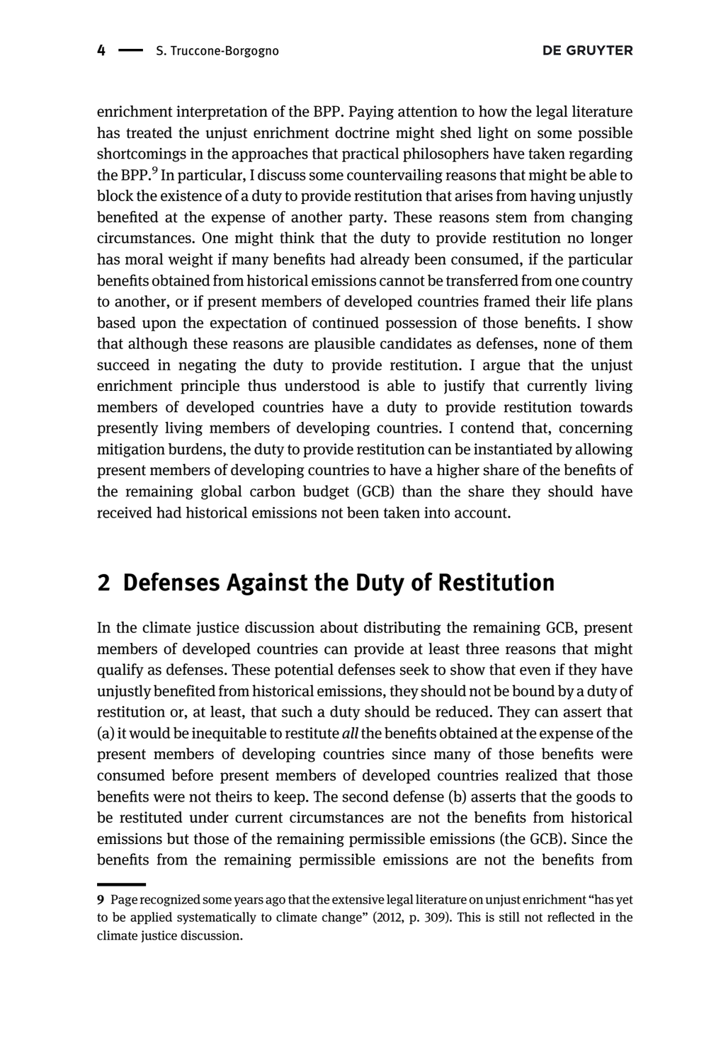enrichment interpretation of the BPP. Paying attention to how the legal literature has treated the unjust enrichment doctrine might shed light on some possible shortcomings in the approaches that practical philosophers have taken regarding the BPP.[9] In particular, I discuss some countervailing reasons that might be able to block the existence of a duty to provide restitution that arises from having unjustly benefited at the expense of another party. These reasons stem from changing circumstances. One might think that the duty to provide restitution no longer has moral weight if many benefits had already been consumed, if the particular benefits obtained from historical emissions cannot be transferred from one country to another, or if present members of developed countries framed their life plans based upon the expectation of continued possession of those benefits. I show that although these reasons are plausible candidates as defenses, none of them succeed in negating the duty to provide restitution. I argue that the unjust enrichment principle thus understood is able to justify that currently living members of developed countries have a duty to provide restitution towards presently living members of developing countries. I contend that, concerning mitigation burdens, the duty to provide restitution can be instantiated by allowing present members of developing countries to have a higher share of the benefits of the remaining global carbon budget (GCB) than the share they should have received had historical emissions not been taken into account.

## 2 Defenses Against the Duty of Restitution

In the climate justice discussion about distributing the remaining GCB, present members of developed countries can provide at least three reasons that might qualify as defenses. These potential defenses seek to show that even if they have unjustly benefited from historical emissions, they should not be bound by a duty of restitution or, at least, that such a duty should be reduced. They can assert that (a) it would be inequitable to restitute *all* the benefits obtained at the expense of the present members of developing countries since many of those benefits were consumed before present members of developed countries realized that those benefits were not theirs to keep. The second defense (b) asserts that the goods to be restituted under current circumstances are not the benefits from historical emissions but those of the remaining permissible emissions (the GCB). Since the benefits from the remaining permissible emissions are not the benefits from

9 Page recognized some years ago that the extensive legal literature on unjust enrichment "has yet to be applied systematically to climate change" (2012, p. 309). This is still not reflected in the climate justice discussion.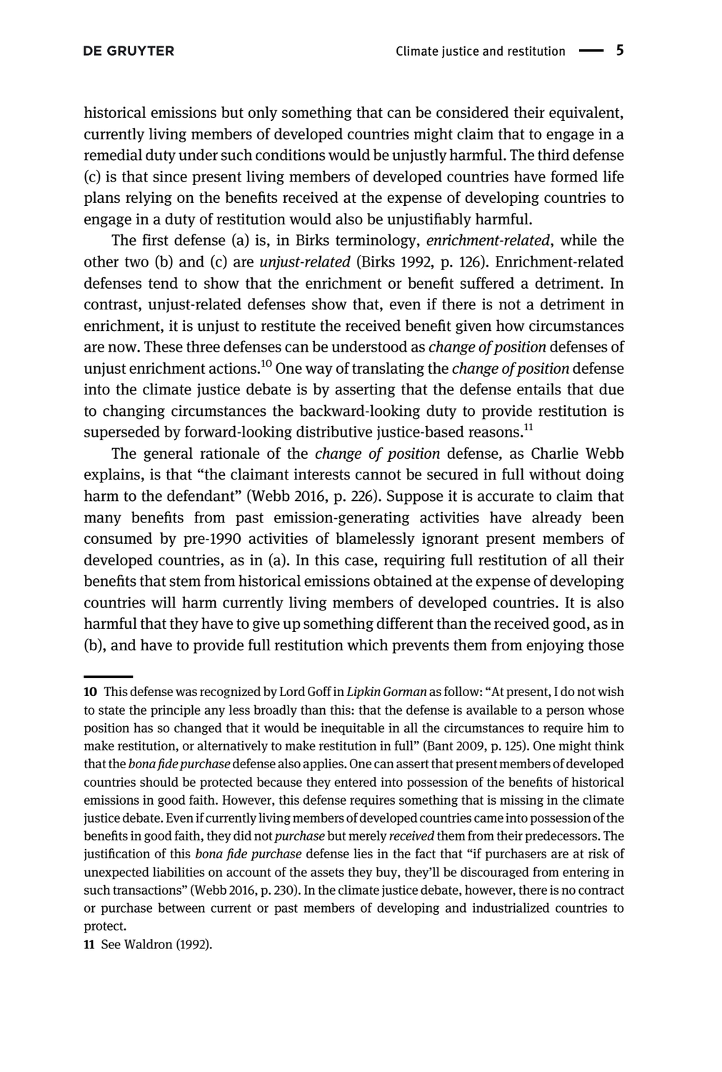historical emissions but only something that can be considered their equivalent, currently living members of developed countries might claim that to engage in a remedial duty under such conditions would be unjustly harmful. The third defense (c) is that since present living members of developed countries have formed life plans relying on the benefits received at the expense of developing countries to engage in a duty of restitution would also be unjustifiably harmful.

The first defense (a) is, in Birks terminology, *enrichment-related*, while the other two (b) and (c) are *unjust-related* (Birks 1992, p. 126). Enrichment-related defenses tend to show that the enrichment or benefit suffered a detriment. In contrast, unjust-related defenses show that, even if there is not a detriment in enrichment, it is unjust to restitute the received benefit given how circumstances are now. These three defenses can be understood as *change of position* defenses of unjust enrichment actions.[10] One way of translating the *change of position* defense into the climate justice debate is by asserting that the defense entails that due to changing circumstances the backward-looking duty to provide restitution is superseded by forward-looking distributive justice-based reasons.[11]

The general rationale of the *change of position* defense, as Charlie Webb explains, is that "the claimant interests cannot be secured in full without doing harm to the defendant" (Webb 2016, p. 226). Suppose it is accurate to claim that many benefits from past emission-generating activities have already been consumed by pre-1990 activities of blamelessly ignorant present members of developed countries, as in (a). In this case, requiring full restitution of all their benefits that stem from historical emissions obtained at the expense of developing countries will harm currently living members of developed countries. It is also harmful that they have to give up something different than the received good, as in (b), and have to provide full restitution which prevents them from enjoying those

---

10 This defense was recognized by Lord Goff in *Lipkin Gorman* as follow: "At present, I do not wish to state the principle any less broadly than this: that the defense is available to a person whose position has so changed that it would be inequitable in all the circumstances to require him to make restitution, or alternatively to make restitution in full" (Bant 2009, p. 125). One might think that the *bona fide purchase* defense also applies. One can assert that present members of developed countries should be protected because they entered into possession of the benefits of historical emissions in good faith. However, this defense requires something that is missing in the climate justice debate. Even if currently living members of developed countries came into possession of the benefits in good faith, they did not *purchase* but merely *received* them from their predecessors. The justification of this *bona fide purchase* defense lies in the fact that "if purchasers are at risk of unexpected liabilities on account of the assets they buy, they'll be discouraged from entering in such transactions" (Webb 2016, p. 230). In the climate justice debate, however, there is no contract or purchase between current or past members of developing and industrialized countries to protect.

11 See Waldron (1992).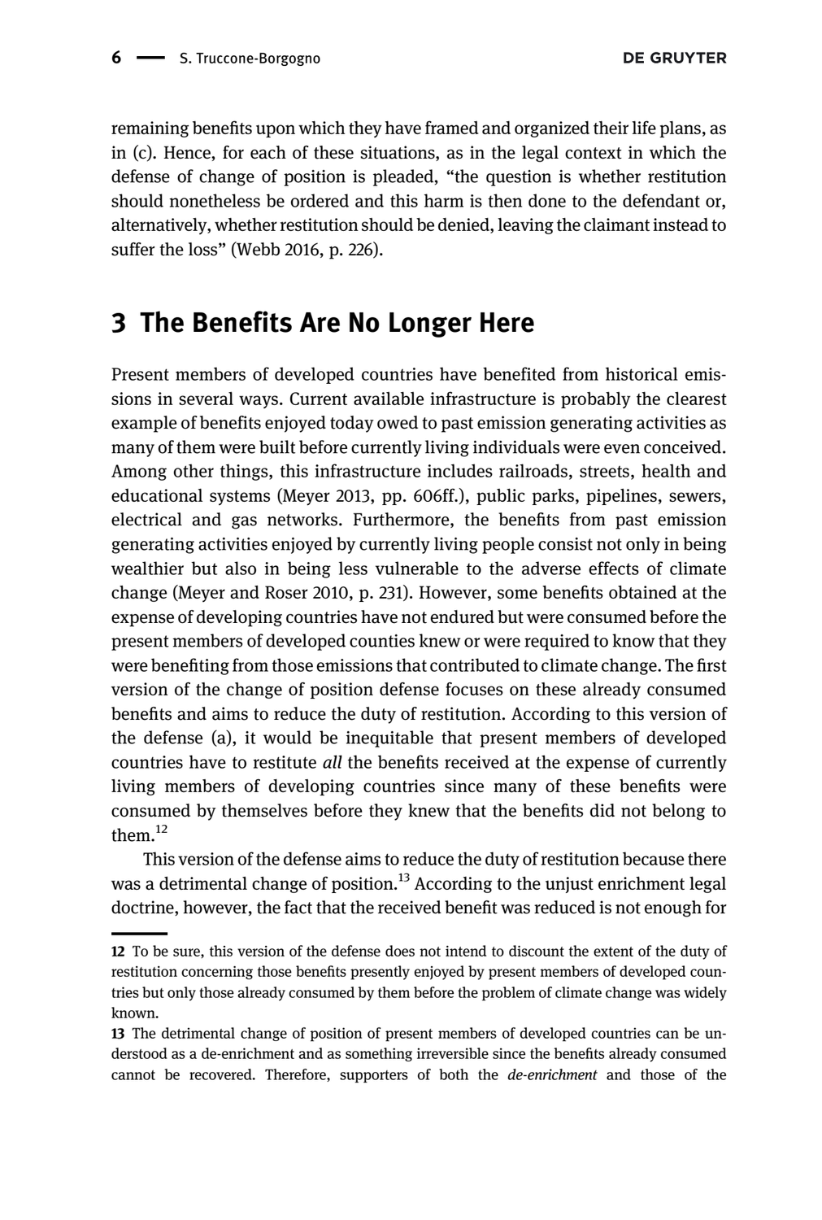remaining benefits upon which they have framed and organized their life plans, as in (c). Hence, for each of these situations, as in the legal context in which the defense of change of position is pleaded, "the question is whether restitution should nonetheless be ordered and this harm is then done to the defendant or, alternatively, whether restitution should be denied, leaving the claimant instead to suffer the loss" (Webb 2016, p. 226).

## 3 The Benefits Are No Longer Here

Present members of developed countries have benefited from historical emissions in several ways. Current available infrastructure is probably the clearest example of benefits enjoyed today owed to past emission generating activities as many of them were built before currently living individuals were even conceived. Among other things, this infrastructure includes railroads, streets, health and educational systems (Meyer 2013, pp. 606ff.), public parks, pipelines, sewers, electrical and gas networks. Furthermore, the benefits from past emission generating activities enjoyed by currently living people consist not only in being wealthier but also in being less vulnerable to the adverse effects of climate change (Meyer and Roser 2010, p. 231). However, some benefits obtained at the expense of developing countries have not endured but were consumed before the present members of developed counties knew or were required to know that they were benefiting from those emissions that contributed to climate change. The first version of the change of position defense focuses on these already consumed benefits and aims to reduce the duty of restitution. According to this version of the defense (a), it would be inequitable that present members of developed countries have to restitute *all* the benefits received at the expense of currently living members of developing countries since many of these benefits were consumed by themselves before they knew that the benefits did not belong to them.[12]

This version of the defense aims to reduce the duty of restitution because there was a detrimental change of position.[13] According to the unjust enrichment legal doctrine, however, the fact that the received benefit was reduced is not enough for

---

12 To be sure, this version of the defense does not intend to discount the extent of the duty of restitution concerning those benefits presently enjoyed by present members of developed countries but only those already consumed by them before the problem of climate change was widely known.

13 The detrimental change of position of present members of developed countries can be understood as a de-enrichment and as something irreversible since the benefits already consumed cannot be recovered. Therefore, supporters of both the *de-enrichment* and those of the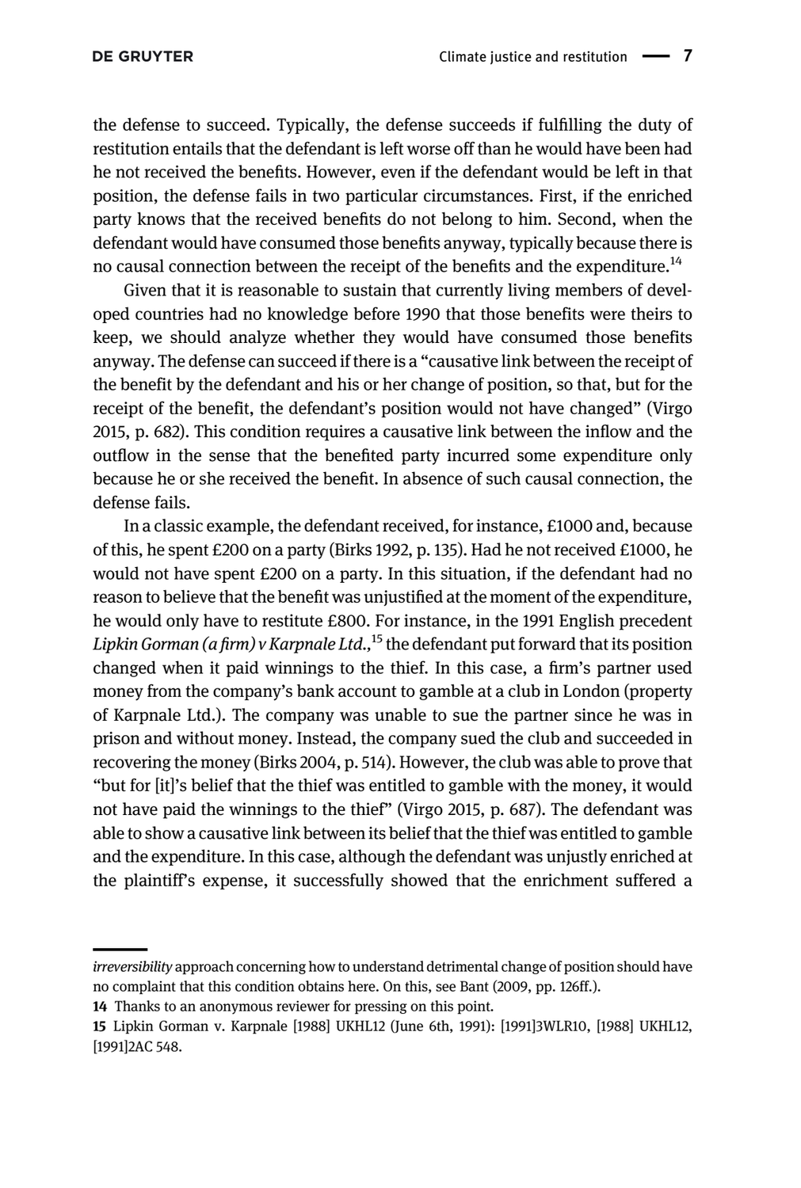the defense to succeed. Typically, the defense succeeds if fulfilling the duty of restitution entails that the defendant is left worse off than he would have been had he not received the benefits. However, even if the defendant would be left in that position, the defense fails in two particular circumstances. First, if the enriched party knows that the received benefits do not belong to him. Second, when the defendant would have consumed those benefits anyway, typically because there is no causal connection between the receipt of the benefits and the expenditure.[14]

Given that it is reasonable to sustain that currently living members of developed countries had no knowledge before 1990 that those benefits were theirs to keep, we should analyze whether they would have consumed those benefits anyway. The defense can succeed if there is a "causative link between the receipt of the benefit by the defendant and his or her change of position, so that, but for the receipt of the benefit, the defendant's position would not have changed" (Virgo 2015, p. 682). This condition requires a causative link between the inflow and the outflow in the sense that the benefited party incurred some expenditure only because he or she received the benefit. In absence of such causal connection, the defense fails.

In a classic example, the defendant received, for instance, £1000 and, because of this, he spent £200 on a party (Birks 1992, p. 135). Had he not received £1000, he would not have spent £200 on a party. In this situation, if the defendant had no reason to believe that the benefit was unjustified at the moment of the expenditure, he would only have to restitute £800. For instance, in the 1991 English precedent *Lipkin Gorman (a firm) v Karpnale Ltd.*,[15] the defendant put forward that its position changed when it paid winnings to the thief. In this case, a firm's partner used money from the company's bank account to gamble at a club in London (property of Karpnale Ltd.). The company was unable to sue the partner since he was in prison and without money. Instead, the company sued the club and succeeded in recovering the money (Birks 2004, p. 514). However, the club was able to prove that "but for [it]'s belief that the thief was entitled to gamble with the money, it would not have paid the winnings to the thief" (Virgo 2015, p. 687). The defendant was able to show a causative link between its belief that the thief was entitled to gamble and the expenditure. In this case, although the defendant was unjustly enriched at the plaintiff's expense, it successfully showed that the enrichment suffered a

---

*irreversibility* approach concerning how to understand detrimental change of position should have no complaint that this condition obtains here. On this, see Bant (2009, pp. 126ff.).

14 Thanks to an anonymous reviewer for pressing on this point.

15 Lipkin Gorman v. Karpnale [1988] UKHL12 (June 6th, 1991): [1991]3WLR10, [1988] UKHL12, [1991]2AC 548.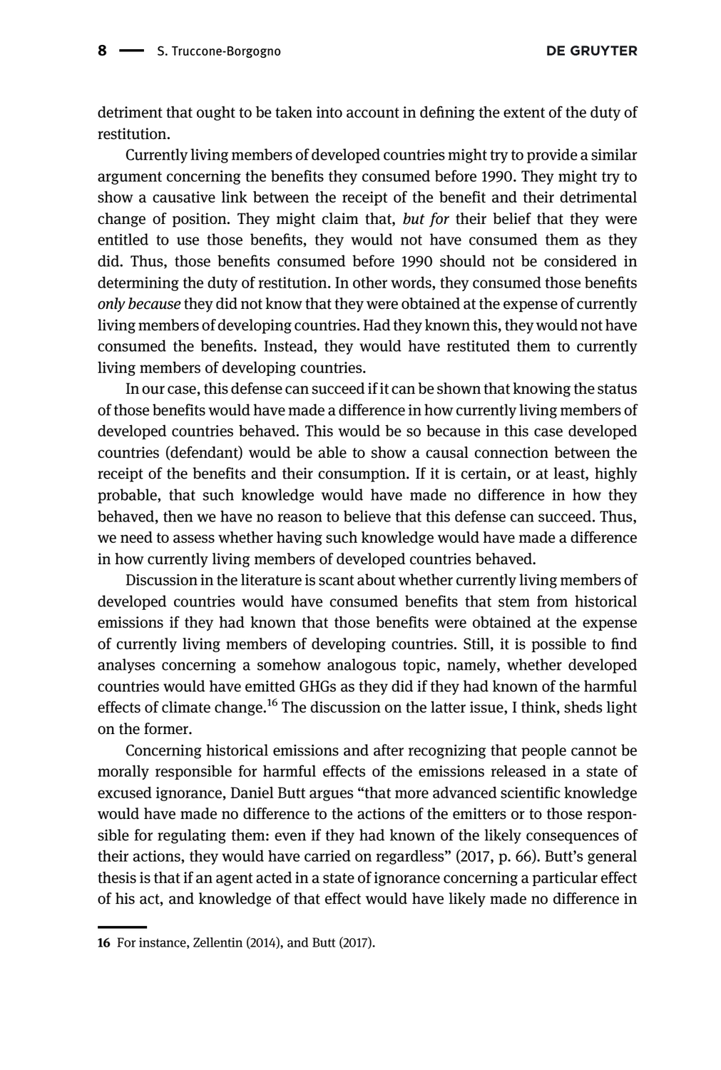detriment that ought to be taken into account in defining the extent of the duty of restitution.

Currently living members of developed countries might try to provide a similar argument concerning the benefits they consumed before 1990. They might try to show a causative link between the receipt of the benefit and their detrimental change of position. They might claim that, *but for* their belief that they were entitled to use those benefits, they would not have consumed them as they did. Thus, those benefits consumed before 1990 should not be considered in determining the duty of restitution. In other words, they consumed those benefits *only because* they did not know that they were obtained at the expense of currently living members of developing countries. Had they known this, they would not have consumed the benefits. Instead, they would have restituted them to currently living members of developing countries.

In our case, this defense can succeed if it can be shown that knowing the status of those benefits would have made a difference in how currently living members of developed countries behaved. This would be so because in this case developed countries (defendant) would be able to show a causal connection between the receipt of the benefits and their consumption. If it is certain, or at least, highly probable, that such knowledge would have made no difference in how they behaved, then we have no reason to believe that this defense can succeed. Thus, we need to assess whether having such knowledge would have made a difference in how currently living members of developed countries behaved.

Discussion in the literature is scant about whether currently living members of developed countries would have consumed benefits that stem from historical emissions if they had known that those benefits were obtained at the expense of currently living members of developing countries. Still, it is possible to find analyses concerning a somehow analogous topic, namely, whether developed countries would have emitted GHGs as they did if they had known of the harmful effects of climate change.[16] The discussion on the latter issue, I think, sheds light on the former.

Concerning historical emissions and after recognizing that people cannot be morally responsible for harmful effects of the emissions released in a state of excused ignorance, Daniel Butt argues "that more advanced scientific knowledge would have made no difference to the actions of the emitters or to those responsible for regulating them: even if they had known of the likely consequences of their actions, they would have carried on regardless" (2017, p. 66). Butt's general thesis is that if an agent acted in a state of ignorance concerning a particular effect of his act, and knowledge of that effect would have likely made no difference in

16 For instance, Zellentin (2014), and Butt (2017).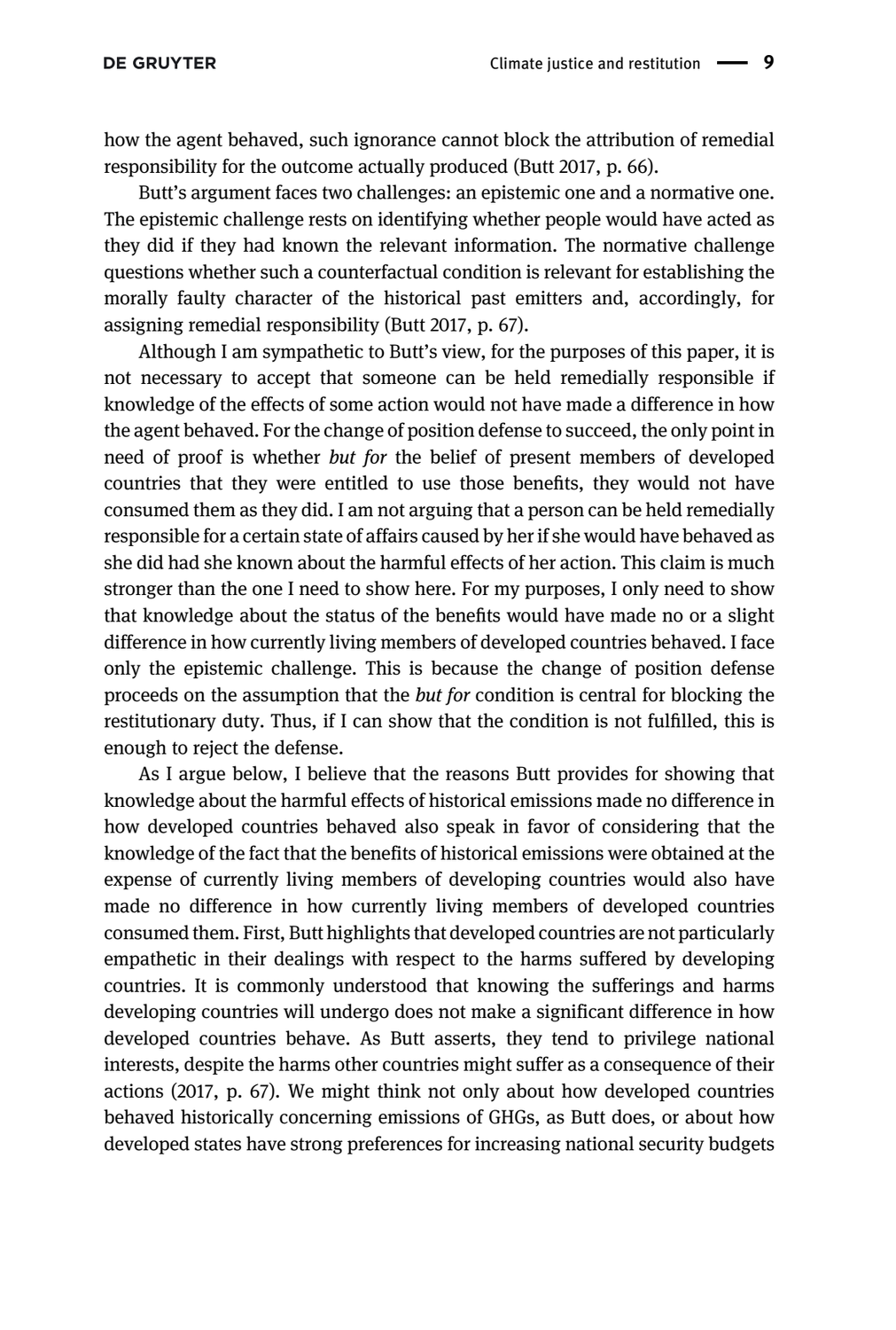how the agent behaved, such ignorance cannot block the attribution of remedial responsibility for the outcome actually produced (Butt 2017, p. 66).

Butt's argument faces two challenges: an epistemic one and a normative one. The epistemic challenge rests on identifying whether people would have acted as they did if they had known the relevant information. The normative challenge questions whether such a counterfactual condition is relevant for establishing the morally faulty character of the historical past emitters and, accordingly, for assigning remedial responsibility (Butt 2017, p. 67).

Although I am sympathetic to Butt's view, for the purposes of this paper, it is not necessary to accept that someone can be held remedially responsible if knowledge of the effects of some action would not have made a difference in how the agent behaved. For the change of position defense to succeed, the only point in need of proof is whether *but for* the belief of present members of developed countries that they were entitled to use those benefits, they would not have consumed them as they did. I am not arguing that a person can be held remedially responsible for a certain state of affairs caused by her if she would have behaved as she did had she known about the harmful effects of her action. This claim is much stronger than the one I need to show here. For my purposes, I only need to show that knowledge about the status of the benefits would have made no or a slight difference in how currently living members of developed countries behaved. I face only the epistemic challenge. This is because the change of position defense proceeds on the assumption that the *but for* condition is central for blocking the restitutionary duty. Thus, if I can show that the condition is not fulfilled, this is enough to reject the defense.

As I argue below, I believe that the reasons Butt provides for showing that knowledge about the harmful effects of historical emissions made no difference in how developed countries behaved also speak in favor of considering that the knowledge of the fact that the benefits of historical emissions were obtained at the expense of currently living members of developing countries would also have made no difference in how currently living members of developed countries consumed them. First, Butt highlights that developed countries are not particularly empathetic in their dealings with respect to the harms suffered by developing countries. It is commonly understood that knowing the sufferings and harms developing countries will undergo does not make a significant difference in how developed countries behave. As Butt asserts, they tend to privilege national interests, despite the harms other countries might suffer as a consequence of their actions (2017, p. 67). We might think not only about how developed countries behaved historically concerning emissions of GHGs, as Butt does, or about how developed states have strong preferences for increasing national security budgets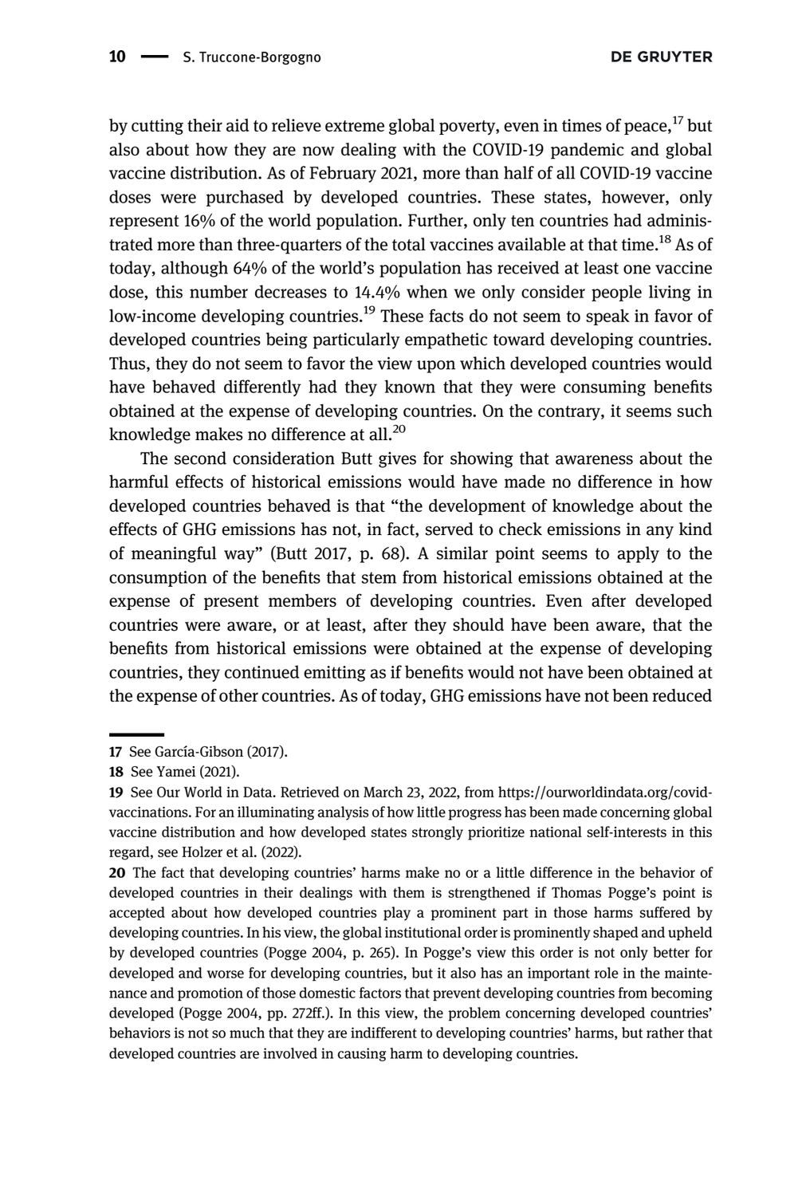by cutting their aid to relieve extreme global poverty, even in times of peace,[17] but also about how they are now dealing with the COVID-19 pandemic and global vaccine distribution. As of February 2021, more than half of all COVID-19 vaccine doses were purchased by developed countries. These states, however, only represent 16% of the world population. Further, only ten countries had administrated more than three-quarters of the total vaccines available at that time.[18] As of today, although 64% of the world's population has received at least one vaccine dose, this number decreases to 14.4% when we only consider people living in low-income developing countries.[19] These facts do not seem to speak in favor of developed countries being particularly empathetic toward developing countries. Thus, they do not seem to favor the view upon which developed countries would have behaved differently had they known that they were consuming benefits obtained at the expense of developing countries. On the contrary, it seems such knowledge makes no difference at all.[20]

The second consideration Butt gives for showing that awareness about the harmful effects of historical emissions would have made no difference in how developed countries behaved is that "the development of knowledge about the effects of GHG emissions has not, in fact, served to check emissions in any kind of meaningful way" (Butt 2017, p. 68). A similar point seems to apply to the consumption of the benefits that stem from historical emissions obtained at the expense of present members of developing countries. Even after developed countries were aware, or at least, after they should have been aware, that the benefits from historical emissions were obtained at the expense of developing countries, they continued emitting as if benefits would not have been obtained at the expense of other countries. As of today, GHG emissions have not been reduced

---

17 See García-Gibson (2017).

18 See Yamei (2021).

19 See Our World in Data. Retrieved on March 23, 2022, from https://ourworldindata.org/covid-vaccinations. For an illuminating analysis of how little progress has been made concerning global vaccine distribution and how developed states strongly prioritize national self-interests in this regard, see Holzer et al. (2022).

20 The fact that developing countries' harms make no or a little difference in the behavior of developed countries in their dealings with them is strengthened if Thomas Pogge's point is accepted about how developed countries play a prominent part in those harms suffered by developing countries. In his view, the global institutional order is prominently shaped and upheld by developed countries (Pogge 2004, p. 265). In Pogge's view this order is not only better for developed and worse for developing countries, but it also has an important role in the maintenance and promotion of those domestic factors that prevent developing countries from becoming developed (Pogge 2004, pp. 272ff.). In this view, the problem concerning developed countries' behaviors is not so much that they are indifferent to developing countries' harms, but rather that developed countries are involved in causing harm to developing countries.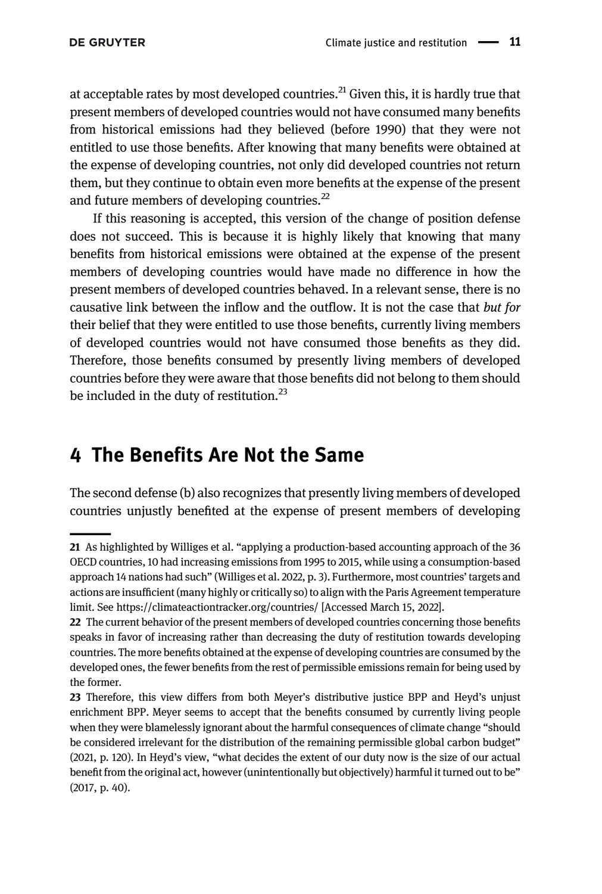at acceptable rates by most developed countries.[21] Given this, it is hardly true that present members of developed countries would not have consumed many benefits from historical emissions had they believed (before 1990) that they were not entitled to use those benefits. After knowing that many benefits were obtained at the expense of developing countries, not only did developed countries not return them, but they continue to obtain even more benefits at the expense of the present and future members of developing countries.[22]

If this reasoning is accepted, this version of the change of position defense does not succeed. This is because it is highly likely that knowing that many benefits from historical emissions were obtained at the expense of the present members of developing countries would have made no difference in how the present members of developed countries behaved. In a relevant sense, there is no causative link between the inflow and the outflow. It is not the case that *but for* their belief that they were entitled to use those benefits, currently living members of developed countries would not have consumed those benefits as they did. Therefore, those benefits consumed by presently living members of developed countries before they were aware that those benefits did not belong to them should be included in the duty of restitution.[23]

## 4 The Benefits Are Not the Same

The second defense (b) also recognizes that presently living members of developed countries unjustly benefited at the expense of present members of developing

---

21 As highlighted by Williges et al. "applying a production-based accounting approach of the 36 OECD countries, 10 had increasing emissions from 1995 to 2015, while using a consumption-based approach 14 nations had such" (Williges et al. 2022, p. 3). Furthermore, most countries' targets and actions are insufficient (many highly or critically so) to align with the Paris Agreement temperature limit. See https://climateactiontracker.org/countries/ [Accessed March 15, 2022].

22 The current behavior of the present members of developed countries concerning those benefits speaks in favor of increasing rather than decreasing the duty of restitution towards developing countries. The more benefits obtained at the expense of developing countries are consumed by the developed ones, the fewer benefits from the rest of permissible emissions remain for being used by the former.

23 Therefore, this view differs from both Meyer's distributive justice BPP and Heyd's unjust enrichment BPP. Meyer seems to accept that the benefits consumed by currently living people when they were blamelessly ignorant about the harmful consequences of climate change "should be considered irrelevant for the distribution of the remaining permissible global carbon budget" (2021, p. 120). In Heyd's view, "what decides the extent of our duty now is the size of our actual benefit from the original act, however (unintentionally but objectively) harmful it turned out to be" (2017, p. 40).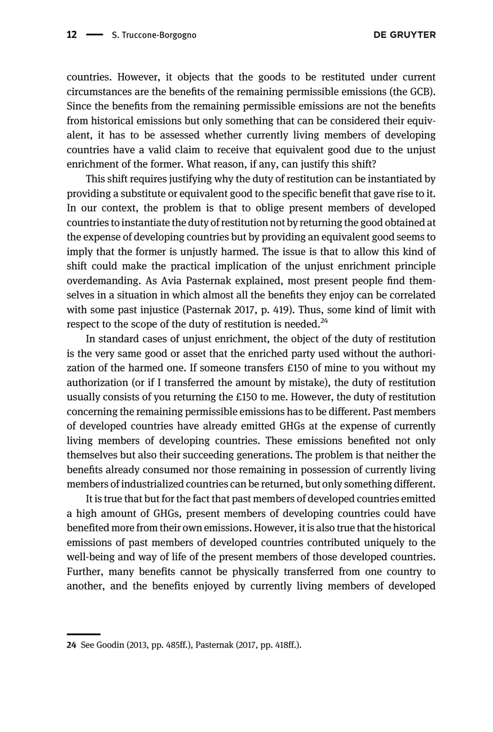countries. However, it objects that the goods to be restituted under current circumstances are the benefits of the remaining permissible emissions (the GCB). Since the benefits from the remaining permissible emissions are not the benefits from historical emissions but only something that can be considered their equivalent, it has to be assessed whether currently living members of developing countries have a valid claim to receive that equivalent good due to the unjust enrichment of the former. What reason, if any, can justify this shift?

This shift requires justifying why the duty of restitution can be instantiated by providing a substitute or equivalent good to the specific benefit that gave rise to it. In our context, the problem is that to oblige present members of developed countries to instantiate the duty of restitution not by returning the good obtained at the expense of developing countries but by providing an equivalent good seems to imply that the former is unjustly harmed. The issue is that to allow this kind of shift could make the practical implication of the unjust enrichment principle overdemanding. As Avia Pasternak explained, most present people find themselves in a situation in which almost all the benefits they enjoy can be correlated with some past injustice (Pasternak 2017, p. 419). Thus, some kind of limit with respect to the scope of the duty of restitution is needed.[24]

In standard cases of unjust enrichment, the object of the duty of restitution is the very same good or asset that the enriched party used without the authorization of the harmed one. If someone transfers £150 of mine to you without my authorization (or if I transferred the amount by mistake), the duty of restitution usually consists of you returning the £150 to me. However, the duty of restitution concerning the remaining permissible emissions has to be different. Past members of developed countries have already emitted GHGs at the expense of currently living members of developing countries. These emissions benefited not only themselves but also their succeeding generations. The problem is that neither the benefits already consumed nor those remaining in possession of currently living members of industrialized countries can be returned, but only something different.

It is true that but for the fact that past members of developed countries emitted a high amount of GHGs, present members of developing countries could have benefited more from their own emissions. However, it is also true that the historical emissions of past members of developed countries contributed uniquely to the well-being and way of life of the present members of those developed countries. Further, many benefits cannot be physically transferred from one country to another, and the benefits enjoyed by currently living members of developed

---

24 See Goodin (2013, pp. 485ff.), Pasternak (2017, pp. 418ff.).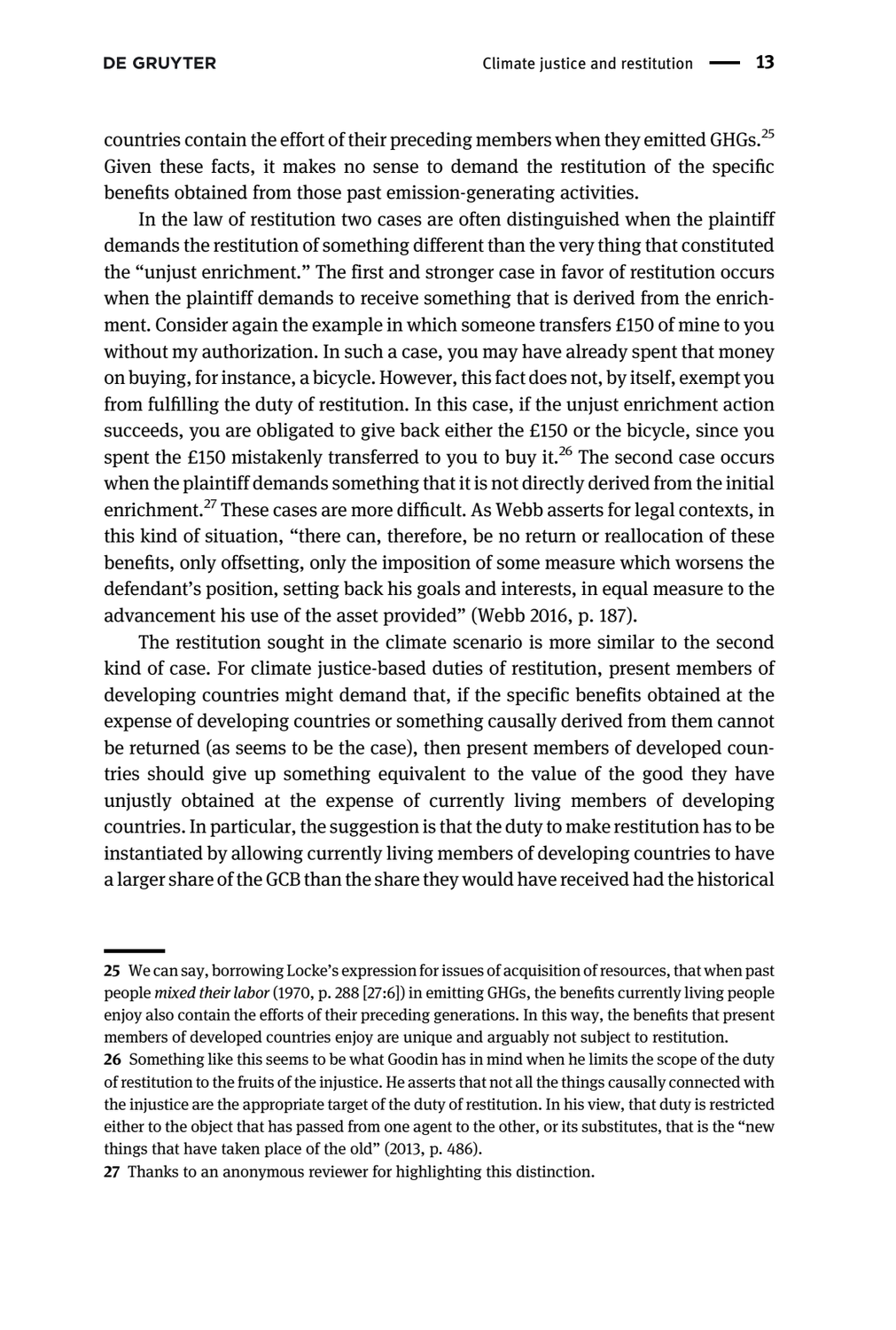countries contain the effort of their preceding members when they emitted GHGs.[25] Given these facts, it makes no sense to demand the restitution of the specific benefits obtained from those past emission-generating activities.

In the law of restitution two cases are often distinguished when the plaintiff demands the restitution of something different than the very thing that constituted the "unjust enrichment." The first and stronger case in favor of restitution occurs when the plaintiff demands to receive something that is derived from the enrichment. Consider again the example in which someone transfers £150 of mine to you without my authorization. In such a case, you may have already spent that money on buying, for instance, a bicycle. However, this fact does not, by itself, exempt you from fulfilling the duty of restitution. In this case, if the unjust enrichment action succeeds, you are obligated to give back either the £150 or the bicycle, since you spent the £150 mistakenly transferred to you to buy it.[26] The second case occurs when the plaintiff demands something that it is not directly derived from the initial enrichment.[27] These cases are more difficult. As Webb asserts for legal contexts, in this kind of situation, "there can, therefore, be no return or reallocation of these benefits, only offsetting, only the imposition of some measure which worsens the defendant's position, setting back his goals and interests, in equal measure to the advancement his use of the asset provided" (Webb 2016, p. 187).

The restitution sought in the climate scenario is more similar to the second kind of case. For climate justice-based duties of restitution, present members of developing countries might demand that, if the specific benefits obtained at the expense of developing countries or something causally derived from them cannot be returned (as seems to be the case), then present members of developed countries should give up something equivalent to the value of the good they have unjustly obtained at the expense of currently living members of developing countries. In particular, the suggestion is that the duty to make restitution has to be instantiated by allowing currently living members of developing countries to have a larger share of the GCB than the share they would have received had the historical

---

25 We can say, borrowing Locke's expression for issues of acquisition of resources, that when past people *mixed their labor* (1970, p. 288 [27:6]) in emitting GHGs, the benefits currently living people enjoy also contain the efforts of their preceding generations. In this way, the benefits that present members of developed countries enjoy are unique and arguably not subject to restitution.

26 Something like this seems to be what Goodin has in mind when he limits the scope of the duty of restitution to the fruits of the injustice. He asserts that not all the things causally connected with the injustice are the appropriate target of the duty of restitution. In his view, that duty is restricted either to the object that has passed from one agent to the other, or its substitutes, that is the "new things that have taken place of the old" (2013, p. 486).

27 Thanks to an anonymous reviewer for highlighting this distinction.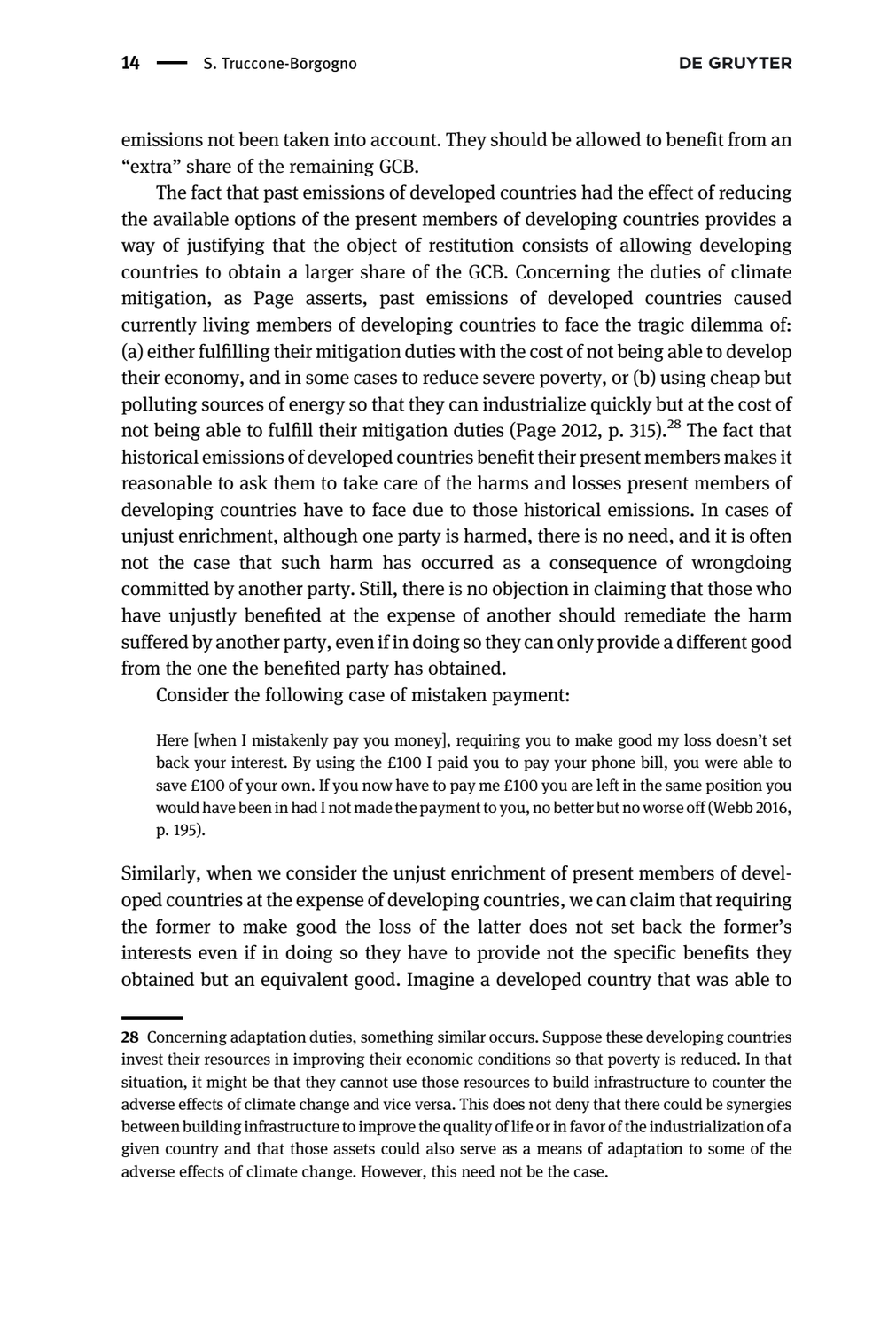emissions not been taken into account. They should be allowed to benefit from an "extra" share of the remaining GCB.

The fact that past emissions of developed countries had the effect of reducing the available options of the present members of developing countries provides a way of justifying that the object of restitution consists of allowing developing countries to obtain a larger share of the GCB. Concerning the duties of climate mitigation, as Page asserts, past emissions of developed countries caused currently living members of developing countries to face the tragic dilemma of: (a) either fulfilling their mitigation duties with the cost of not being able to develop their economy, and in some cases to reduce severe poverty, or (b) using cheap but polluting sources of energy so that they can industrialize quickly but at the cost of not being able to fulfill their mitigation duties (Page 2012, p. 315).[28] The fact that historical emissions of developed countries benefit their present members makes it reasonable to ask them to take care of the harms and losses present members of developing countries have to face due to those historical emissions. In cases of unjust enrichment, although one party is harmed, there is no need, and it is often not the case that such harm has occurred as a consequence of wrongdoing committed by another party. Still, there is no objection in claiming that those who have unjustly benefited at the expense of another should remediate the harm suffered by another party, even if in doing so they can only provide a different good from the one the benefited party has obtained.

Consider the following case of mistaken payment:

> Here [when I mistakenly pay you money], requiring you to make good my loss doesn't set back your interest. By using the £100 I paid you to pay your phone bill, you were able to save £100 of your own. If you now have to pay me £100 you are left in the same position you would have been in had I not made the payment to you, no better but no worse off (Webb 2016, p. 195).

Similarly, when we consider the unjust enrichment of present members of developed countries at the expense of developing countries, we can claim that requiring the former to make good the loss of the latter does not set back the former's interests even if in doing so they have to provide not the specific benefits they obtained but an equivalent good. Imagine a developed country that was able to

---

28 Concerning adaptation duties, something similar occurs. Suppose these developing countries invest their resources in improving their economic conditions so that poverty is reduced. In that situation, it might be that they cannot use those resources to build infrastructure to counter the adverse effects of climate change and vice versa. This does not deny that there could be synergies between building infrastructure to improve the quality of life or in favor of the industrialization of a given country and that those assets could also serve as a means of adaptation to some of the adverse effects of climate change. However, this need not be the case.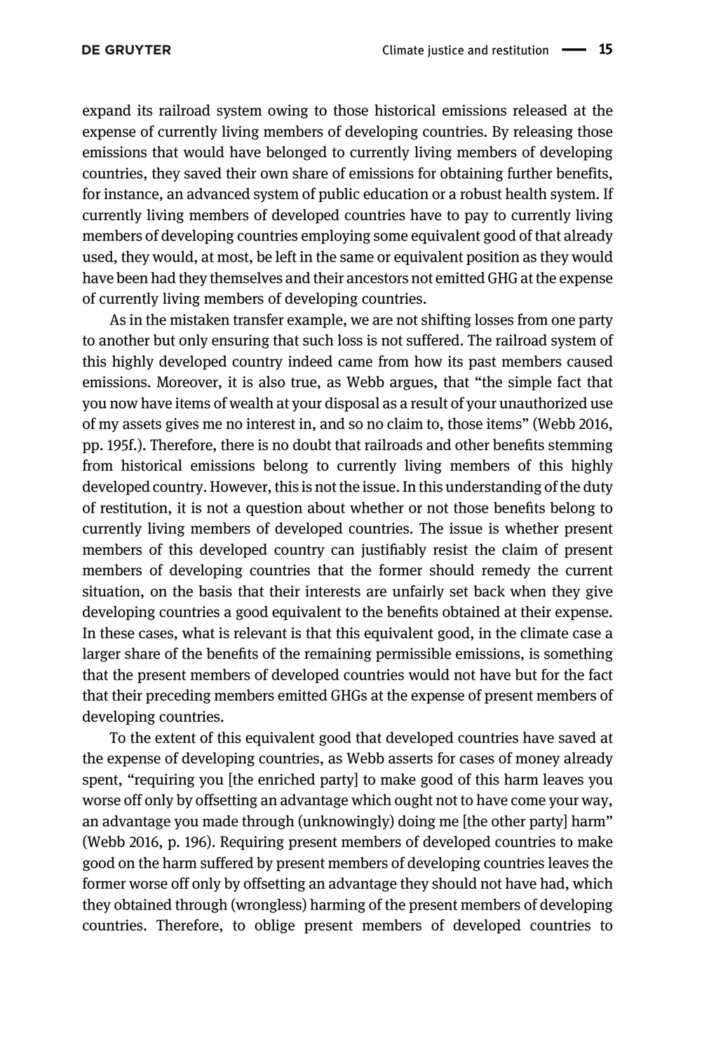expand its railroad system owing to those historical emissions released at the expense of currently living members of developing countries. By releasing those emissions that would have belonged to currently living members of developing countries, they saved their own share of emissions for obtaining further benefits, for instance, an advanced system of public education or a robust health system. If currently living members of developed countries have to pay to currently living members of developing countries employing some equivalent good of that already used, they would, at most, be left in the same or equivalent position as they would have been had they themselves and their ancestors not emitted GHG at the expense of currently living members of developing countries.

As in the mistaken transfer example, we are not shifting losses from one party to another but only ensuring that such loss is not suffered. The railroad system of this highly developed country indeed came from how its past members caused emissions. Moreover, it is also true, as Webb argues, that "the simple fact that you now have items of wealth at your disposal as a result of your unauthorized use of my assets gives me no interest in, and so no claim to, those items" (Webb 2016, pp. 195f.). Therefore, there is no doubt that railroads and other benefits stemming from historical emissions belong to currently living members of this highly developed country. However, this is not the issue. In this understanding of the duty of restitution, it is not a question about whether or not those benefits belong to currently living members of developed countries. The issue is whether present members of this developed country can justifiably resist the claim of present members of developing countries that the former should remedy the current situation, on the basis that their interests are unfairly set back when they give developing countries a good equivalent to the benefits obtained at their expense. In these cases, what is relevant is that this equivalent good, in the climate case a larger share of the benefits of the remaining permissible emissions, is something that the present members of developed countries would not have but for the fact that their preceding members emitted GHGs at the expense of present members of developing countries.

To the extent of this equivalent good that developed countries have saved at the expense of developing countries, as Webb asserts for cases of money already spent, "requiring you [the enriched party] to make good of this harm leaves you worse off only by offsetting an advantage which ought not to have come your way, an advantage you made through (unknowingly) doing me [the other party] harm" (Webb 2016, p. 196). Requiring present members of developed countries to make good on the harm suffered by present members of developing countries leaves the former worse off only by offsetting an advantage they should not have had, which they obtained through (wrongless) harming of the present members of developing countries. Therefore, to oblige present members of developed countries to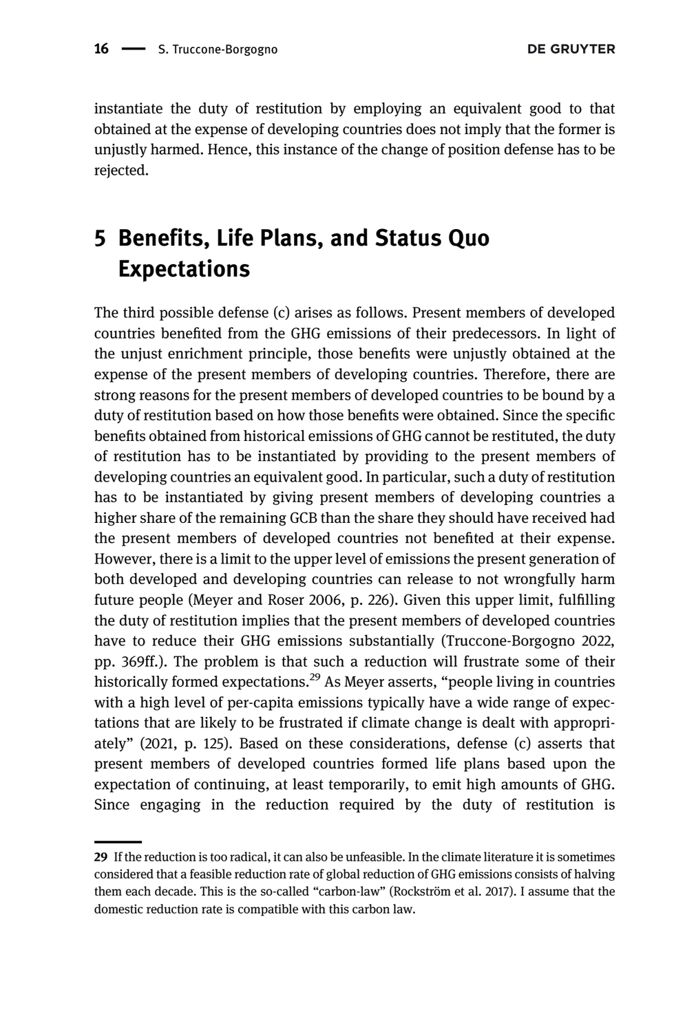instantiate the duty of restitution by employing an equivalent good to that obtained at the expense of developing countries does not imply that the former is unjustly harmed. Hence, this instance of the change of position defense has to be rejected.

# 5 Benefits, Life Plans, and Status Quo Expectations

The third possible defense (c) arises as follows. Present members of developed countries benefited from the GHG emissions of their predecessors. In light of the unjust enrichment principle, those benefits were unjustly obtained at the expense of the present members of developing countries. Therefore, there are strong reasons for the present members of developed countries to be bound by a duty of restitution based on how those benefits were obtained. Since the specific benefits obtained from historical emissions of GHG cannot be restituted, the duty of restitution has to be instantiated by providing to the present members of developing countries an equivalent good. In particular, such a duty of restitution has to be instantiated by giving present members of developing countries a higher share of the remaining GCB than the share they should have received had the present members of developed countries not benefited at their expense. However, there is a limit to the upper level of emissions the present generation of both developed and developing countries can release to not wrongfully harm future people (Meyer and Roser 2006, p. 226). Given this upper limit, fulfilling the duty of restitution implies that the present members of developed countries have to reduce their GHG emissions substantially (Truccone-Borgogno 2022, pp. 369ff.). The problem is that such a reduction will frustrate some of their historically formed expectations.[29] As Meyer asserts, "people living in countries with a high level of per-capita emissions typically have a wide range of expectations that are likely to be frustrated if climate change is dealt with appropriately" (2021, p. 125). Based on these considerations, defense (c) asserts that present members of developed countries formed life plans based upon the expectation of continuing, at least temporarily, to emit high amounts of GHG. Since engaging in the reduction required by the duty of restitution is

---

29 If the reduction is too radical, it can also be unfeasible. In the climate literature it is sometimes considered that a feasible reduction rate of global reduction of GHG emissions consists of halving them each decade. This is the so-called "carbon-law" (Rockström et al. 2017). I assume that the domestic reduction rate is compatible with this carbon law.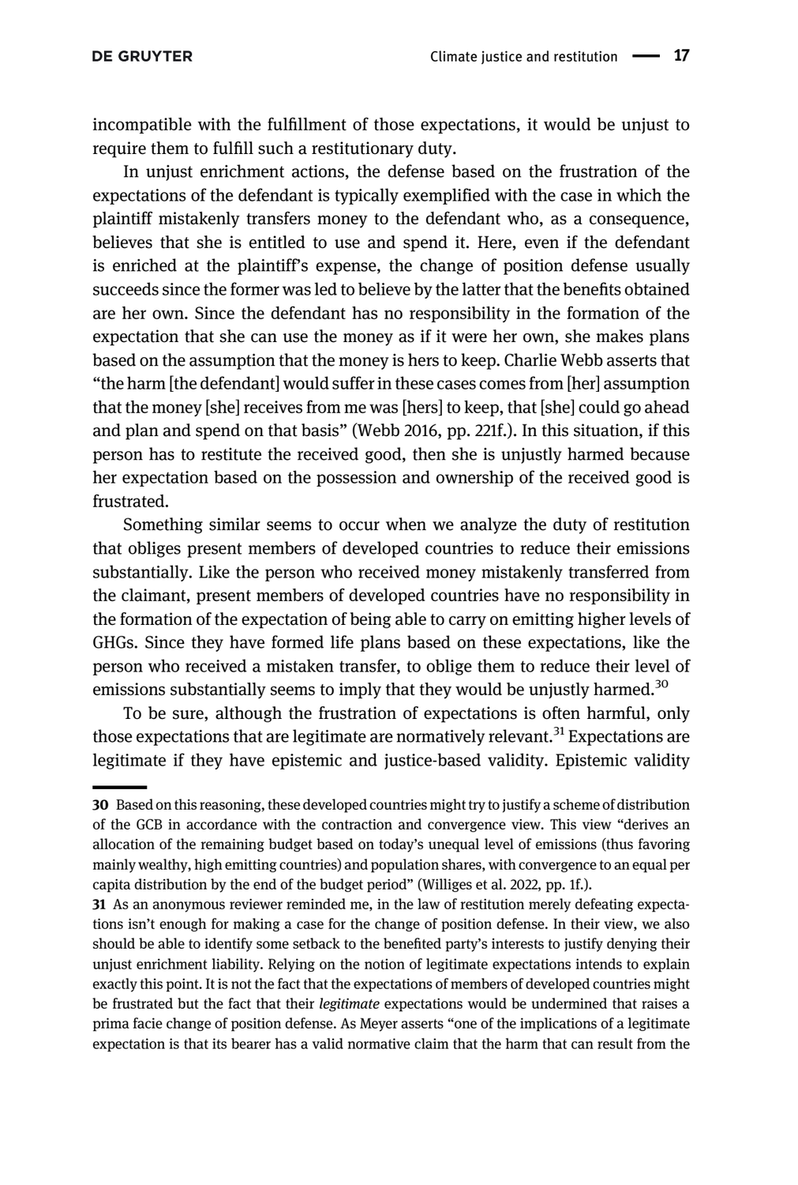incompatible with the fulfillment of those expectations, it would be unjust to require them to fulfill such a restitutionary duty.

In unjust enrichment actions, the defense based on the frustration of the expectations of the defendant is typically exemplified with the case in which the plaintiff mistakenly transfers money to the defendant who, as a consequence, believes that she is entitled to use and spend it. Here, even if the defendant is enriched at the plaintiff's expense, the change of position defense usually succeeds since the former was led to believe by the latter that the benefits obtained are her own. Since the defendant has no responsibility in the formation of the expectation that she can use the money as if it were her own, she makes plans based on the assumption that the money is hers to keep. Charlie Webb asserts that "the harm [the defendant] would suffer in these cases comes from [her] assumption that the money [she] receives from me was [hers] to keep, that [she] could go ahead and plan and spend on that basis" (Webb 2016, pp. 221f.). In this situation, if this person has to restitute the received good, then she is unjustly harmed because her expectation based on the possession and ownership of the received good is frustrated.

Something similar seems to occur when we analyze the duty of restitution that obliges present members of developed countries to reduce their emissions substantially. Like the person who received money mistakenly transferred from the claimant, present members of developed countries have no responsibility in the formation of the expectation of being able to carry on emitting higher levels of GHGs. Since they have formed life plans based on these expectations, like the person who received a mistaken transfer, to oblige them to reduce their level of emissions substantially seems to imply that they would be unjustly harmed.[30]

To be sure, although the frustration of expectations is often harmful, only those expectations that are legitimate are normatively relevant.[31] Expectations are legitimate if they have epistemic and justice-based validity. Epistemic validity

---

30 Based on this reasoning, these developed countries might try to justify a scheme of distribution of the GCB in accordance with the contraction and convergence view. This view "derives an allocation of the remaining budget based on today's unequal level of emissions (thus favoring mainly wealthy, high emitting countries) and population shares, with convergence to an equal per capita distribution by the end of the budget period" (Williges et al. 2022, pp. 1f.).

31 As an anonymous reviewer reminded me, in the law of restitution merely defeating expectations isn't enough for making a case for the change of position defense. In their view, we also should be able to identify some setback to the benefited party's interests to justify denying their unjust enrichment liability. Relying on the notion of legitimate expectations intends to explain exactly this point. It is not the fact that the expectations of members of developed countries might be frustrated but the fact that their *legitimate* expectations would be undermined that raises a prima facie change of position defense. As Meyer asserts "one of the implications of a legitimate expectation is that its bearer has a valid normative claim that the harm that can result from the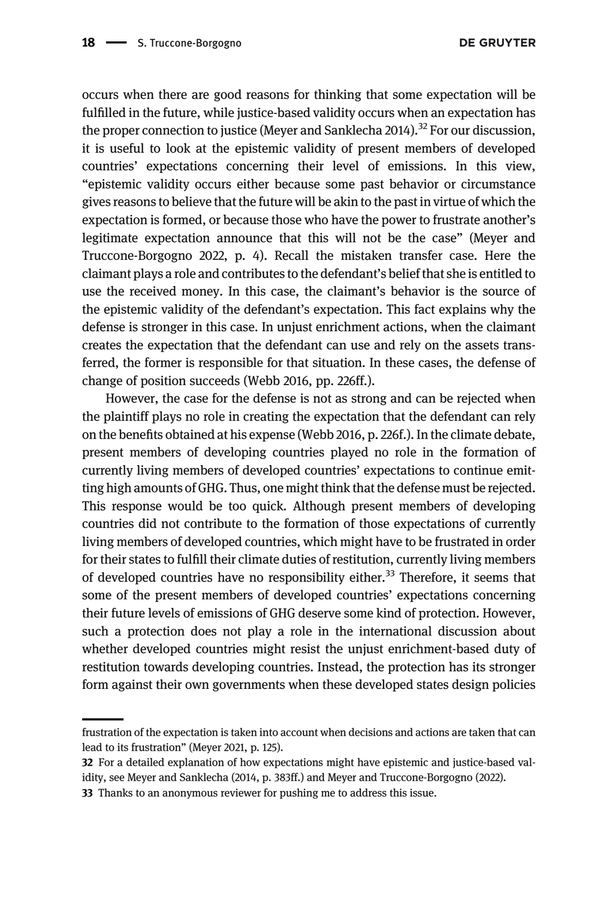occurs when there are good reasons for thinking that some expectation will be fulfilled in the future, while justice-based validity occurs when an expectation has the proper connection to justice (Meyer and Sanklecha 2014).[32] For our discussion, it is useful to look at the epistemic validity of present members of developed countries' expectations concerning their level of emissions. In this view, "epistemic validity occurs either because some past behavior or circumstance gives reasons to believe that the future will be akin to the past in virtue of which the expectation is formed, or because those who have the power to frustrate another's legitimate expectation announce that this will not be the case" (Meyer and Truccone-Borgogno 2022, p. 4). Recall the mistaken transfer case. Here the claimant plays a role and contributes to the defendant's belief that she is entitled to use the received money. In this case, the claimant's behavior is the source of the epistemic validity of the defendant's expectation. This fact explains why the defense is stronger in this case. In unjust enrichment actions, when the claimant creates the expectation that the defendant can use and rely on the assets transferred, the former is responsible for that situation. In these cases, the defense of change of position succeeds (Webb 2016, pp. 226ff.).

However, the case for the defense is not as strong and can be rejected when the plaintiff plays no role in creating the expectation that the defendant can rely on the benefits obtained at his expense (Webb 2016, p. 226f.). In the climate debate, present members of developing countries played no role in the formation of currently living members of developed countries' expectations to continue emitting high amounts of GHG. Thus, one might think that the defense must be rejected. This response would be too quick. Although present members of developing countries did not contribute to the formation of those expectations of currently living members of developed countries, which might have to be frustrated in order for their states to fulfill their climate duties of restitution, currently living members of developed countries have no responsibility either.[33] Therefore, it seems that some of the present members of developed countries' expectations concerning their future levels of emissions of GHG deserve some kind of protection. However, such a protection does not play a role in the international discussion about whether developed countries might resist the unjust enrichment-based duty of restitution towards developing countries. Instead, the protection has its stronger form against their own governments when these developed states design policies

---

frustration of the expectation is taken into account when decisions and actions are taken that can lead to its frustration" (Meyer 2021, p. 125).

32 For a detailed explanation of how expectations might have epistemic and justice-based validity, see Meyer and Sanklecha (2014, p. 383ff.) and Meyer and Truccone-Borgogno (2022).

33 Thanks to an anonymous reviewer for pushing me to address this issue.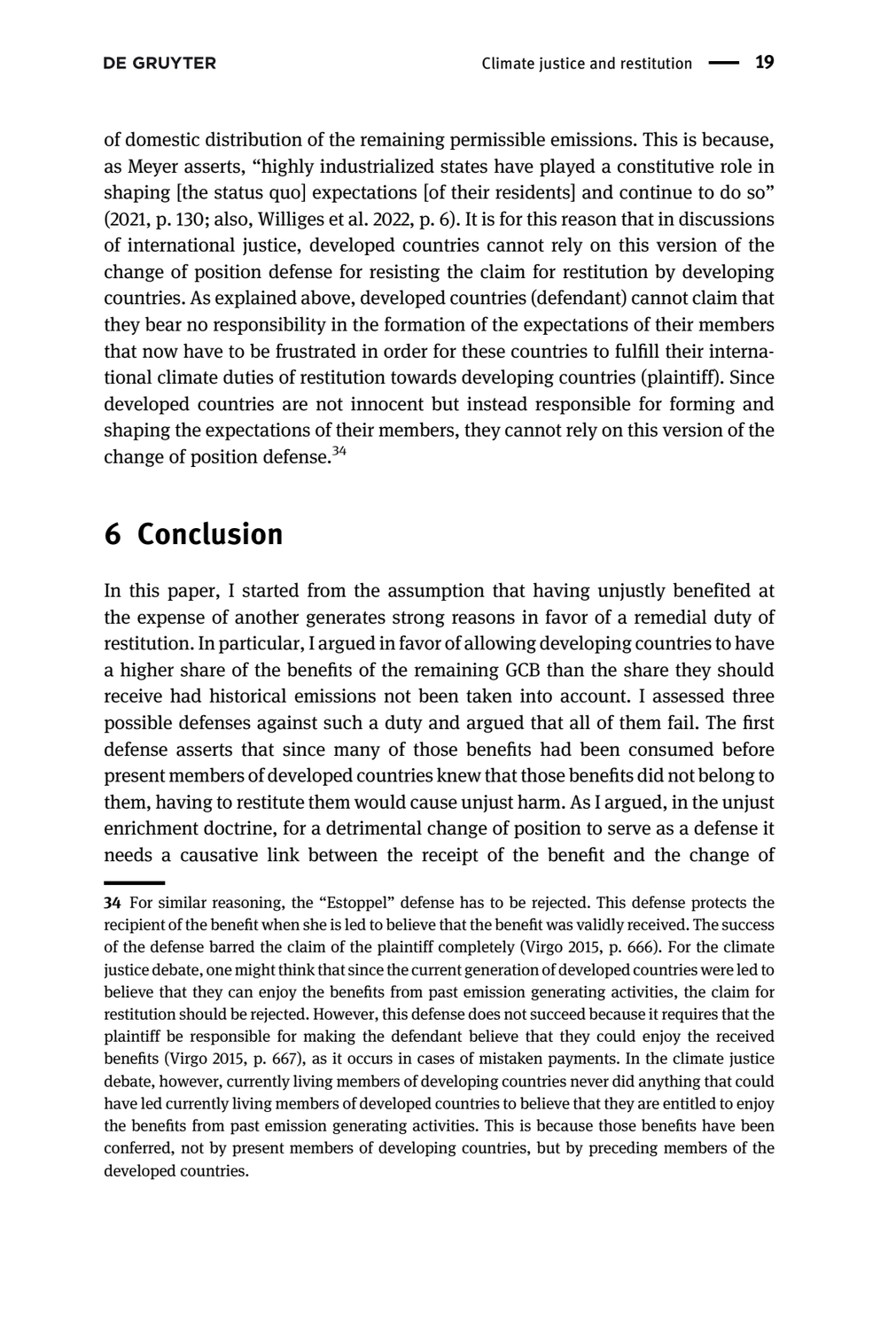of domestic distribution of the remaining permissible emissions. This is because, as Meyer asserts, "highly industrialized states have played a constitutive role in shaping [the status quo] expectations [of their residents] and continue to do so" (2021, p. 130; also, Williges et al. 2022, p. 6). It is for this reason that in discussions of international justice, developed countries cannot rely on this version of the change of position defense for resisting the claim for restitution by developing countries. As explained above, developed countries (defendant) cannot claim that they bear no responsibility in the formation of the expectations of their members that now have to be frustrated in order for these countries to fulfill their international climate duties of restitution towards developing countries (plaintiff). Since developed countries are not innocent but instead responsible for forming and shaping the expectations of their members, they cannot rely on this version of the change of position defense.[34]

## 6 Conclusion

In this paper, I started from the assumption that having unjustly benefited at the expense of another generates strong reasons in favor of a remedial duty of restitution. In particular, I argued in favor of allowing developing countries to have a higher share of the benefits of the remaining GCB than the share they should receive had historical emissions not been taken into account. I assessed three possible defenses against such a duty and argued that all of them fail. The first defense asserts that since many of those benefits had been consumed before present members of developed countries knew that those benefits did not belong to them, having to restitute them would cause unjust harm. As I argued, in the unjust enrichment doctrine, for a detrimental change of position to serve as a defense it needs a causative link between the receipt of the benefit and the change of

---

34 For similar reasoning, the "Estoppel" defense has to be rejected. This defense protects the recipient of the benefit when she is led to believe that the benefit was validly received. The success of the defense barred the claim of the plaintiff completely (Virgo 2015, p. 666). For the climate justice debate, one might think that since the current generation of developed countries were led to believe that they can enjoy the benefits from past emission generating activities, the claim for restitution should be rejected. However, this defense does not succeed because it requires that the plaintiff be responsible for making the defendant believe that they could enjoy the received benefits (Virgo 2015, p. 667), as it occurs in cases of mistaken payments. In the climate justice debate, however, currently living members of developing countries never did anything that could have led currently living members of developed countries to believe that they are entitled to enjoy the benefits from past emission generating activities. This is because those benefits have been conferred, not by present members of developing countries, but by preceding members of the developed countries.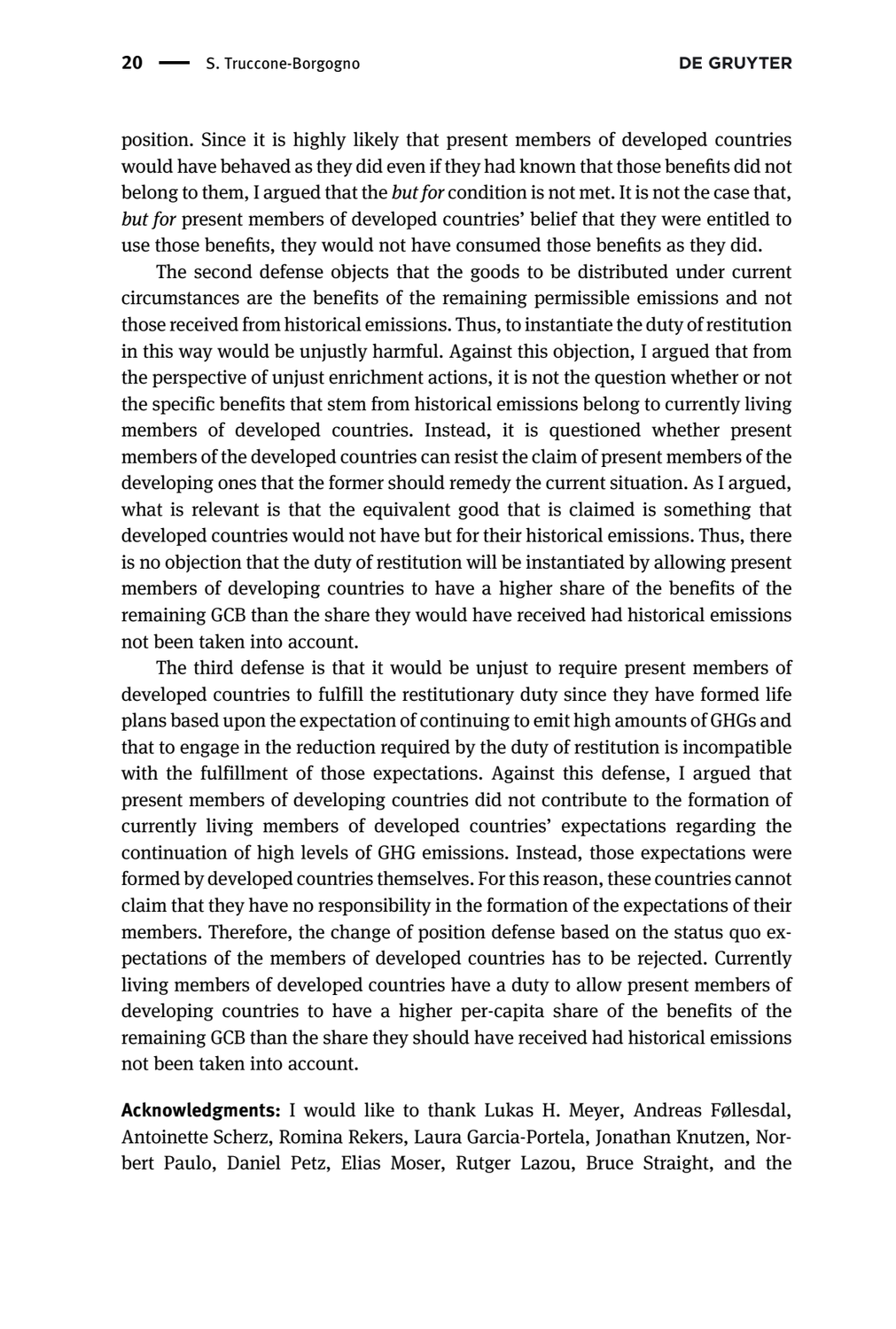position. Since it is highly likely that present members of developed countries would have behaved as they did even if they had known that those benefits did not belong to them, I argued that the *but for* condition is not met. It is not the case that, *but for* present members of developed countries' belief that they were entitled to use those benefits, they would not have consumed those benefits as they did.

The second defense objects that the goods to be distributed under current circumstances are the benefits of the remaining permissible emissions and not those received from historical emissions. Thus, to instantiate the duty of restitution in this way would be unjustly harmful. Against this objection, I argued that from the perspective of unjust enrichment actions, it is not the question whether or not the specific benefits that stem from historical emissions belong to currently living members of developed countries. Instead, it is questioned whether present members of the developed countries can resist the claim of present members of the developing ones that the former should remedy the current situation. As I argued, what is relevant is that the equivalent good that is claimed is something that developed countries would not have but for their historical emissions. Thus, there is no objection that the duty of restitution will be instantiated by allowing present members of developing countries to have a higher share of the benefits of the remaining GCB than the share they would have received had historical emissions not been taken into account.

The third defense is that it would be unjust to require present members of developed countries to fulfill the restitutionary duty since they have formed life plans based upon the expectation of continuing to emit high amounts of GHGs and that to engage in the reduction required by the duty of restitution is incompatible with the fulfillment of those expectations. Against this defense, I argued that present members of developing countries did not contribute to the formation of currently living members of developed countries' expectations regarding the continuation of high levels of GHG emissions. Instead, those expectations were formed by developed countries themselves. For this reason, these countries cannot claim that they have no responsibility in the formation of the expectations of their members. Therefore, the change of position defense based on the status quo expectations of the members of developed countries has to be rejected. Currently living members of developed countries have a duty to allow present members of developing countries to have a higher per-capita share of the benefits of the remaining GCB than the share they should have received had historical emissions not been taken into account.

**Acknowledgments:** I would like to thank Lukas H. Meyer, Andreas Føllesdal, Antoinette Scherz, Romina Rekers, Laura Garcia-Portela, Jonathan Knutzen, Norbert Paulo, Daniel Petz, Elias Moser, Rutger Lazou, Bruce Straight, and the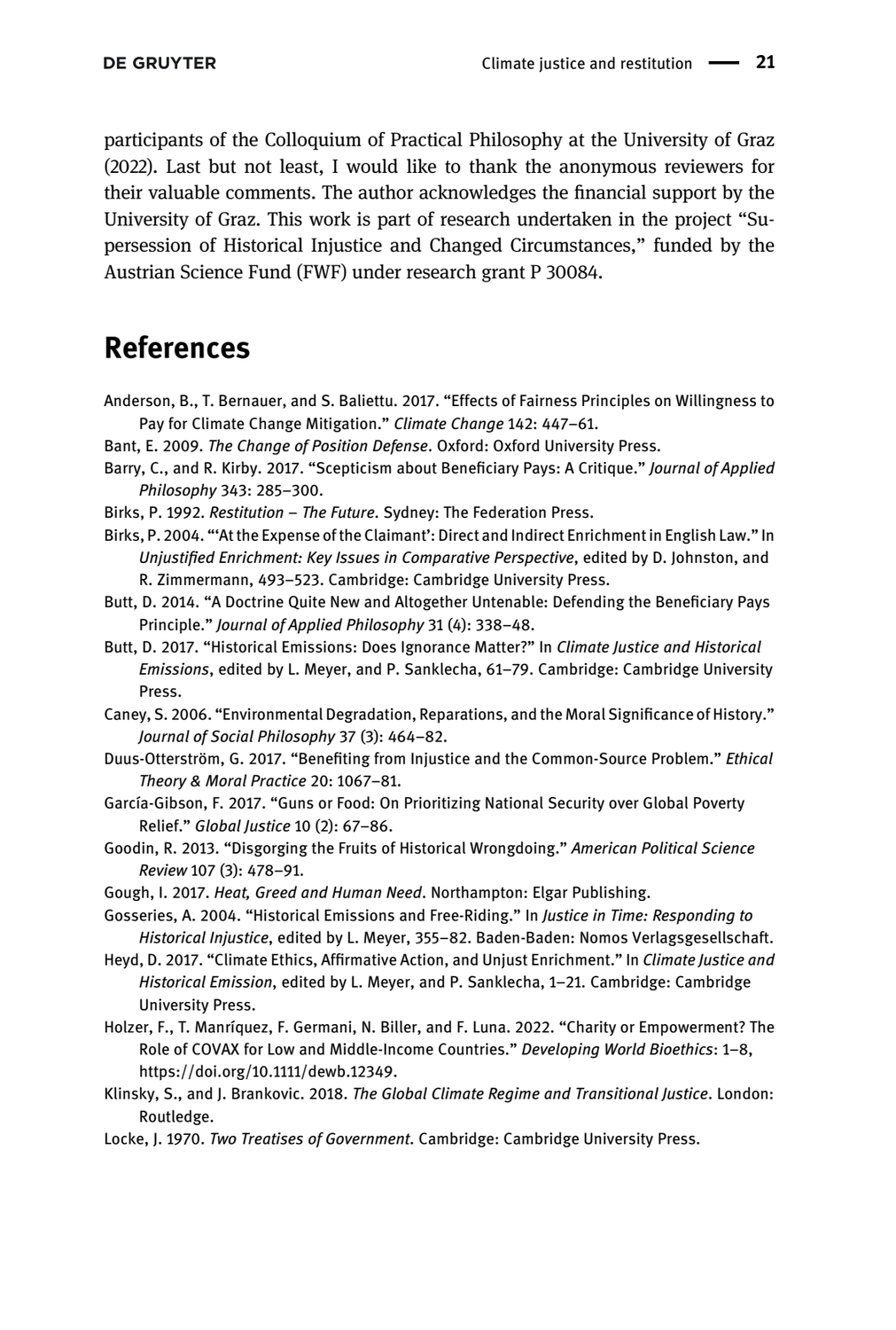participants of the Colloquium of Practical Philosophy at the University of Graz (2022). Last but not least, I would like to thank the anonymous reviewers for their valuable comments. The author acknowledges the financial support by the University of Graz. This work is part of research undertaken in the project "Supersession of Historical Injustice and Changed Circumstances," funded by the Austrian Science Fund (FWF) under research grant P 30084.

# References

Anderson, B., T. Bernauer, and S. Baliettu. 2017. "Effects of Fairness Principles on Willingness to Pay for Climate Change Mitigation." *Climate Change* 142: 447–61.

Bant, E. 2009. *The Change of Position Defense*. Oxford: Oxford University Press.

Barry, C., and R. Kirby. 2017. "Scepticism about Beneficiary Pays: A Critique." *Journal of Applied Philosophy* 343: 285–300.

Birks, P. 1992. *Restitution – The Future*. Sydney: The Federation Press.

Birks, P. 2004. "'At the Expense of the Claimant': Direct and Indirect Enrichment in English Law." In *Unjustified Enrichment: Key Issues in Comparative Perspective*, edited by D. Johnston, and R. Zimmermann, 493–523. Cambridge: Cambridge University Press.

Butt, D. 2014. "A Doctrine Quite New and Altogether Untenable: Defending the Beneficiary Pays Principle." *Journal of Applied Philosophy* 31 (4): 338–48.

Butt, D. 2017. "Historical Emissions: Does Ignorance Matter?" In *Climate Justice and Historical Emissions*, edited by L. Meyer, and P. Sanklecha, 61–79. Cambridge: Cambridge University Press.

Caney, S. 2006. "Environmental Degradation, Reparations, and the Moral Significance of History." *Journal of Social Philosophy* 37 (3): 464–82.

Duus-Otterström, G. 2017. "Benefiting from Injustice and the Common-Source Problem." *Ethical Theory & Moral Practice* 20: 1067–81.

García-Gibson, F. 2017. "Guns or Food: On Prioritizing National Security over Global Poverty Relief." *Global Justice* 10 (2): 67–86.

Goodin, R. 2013. "Disgorging the Fruits of Historical Wrongdoing." *American Political Science Review* 107 (3): 478–91.

Gough, I. 2017. *Heat, Greed and Human Need*. Northampton: Elgar Publishing.

Gosseries, A. 2004. "Historical Emissions and Free-Riding." In *Justice in Time: Responding to Historical Injustice*, edited by L. Meyer, 355–82. Baden-Baden: Nomos Verlagsgesellschaft.

Heyd, D. 2017. "Climate Ethics, Affirmative Action, and Unjust Enrichment." In *Climate Justice and Historical Emission*, edited by L. Meyer, and P. Sanklecha, 1–21. Cambridge: Cambridge University Press.

Holzer, F., T. Manríquez, F. Germani, N. Biller, and F. Luna. 2022. "Charity or Empowerment? The Role of COVAX for Low and Middle-Income Countries." *Developing World Bioethics*: 1–8, https://doi.org/10.1111/dewb.12349.

Klinsky, S., and J. Brankovic. 2018. *The Global Climate Regime and Transitional Justice*. London: Routledge.

Locke, J. 1970. *Two Treatises of Government*. Cambridge: Cambridge University Press.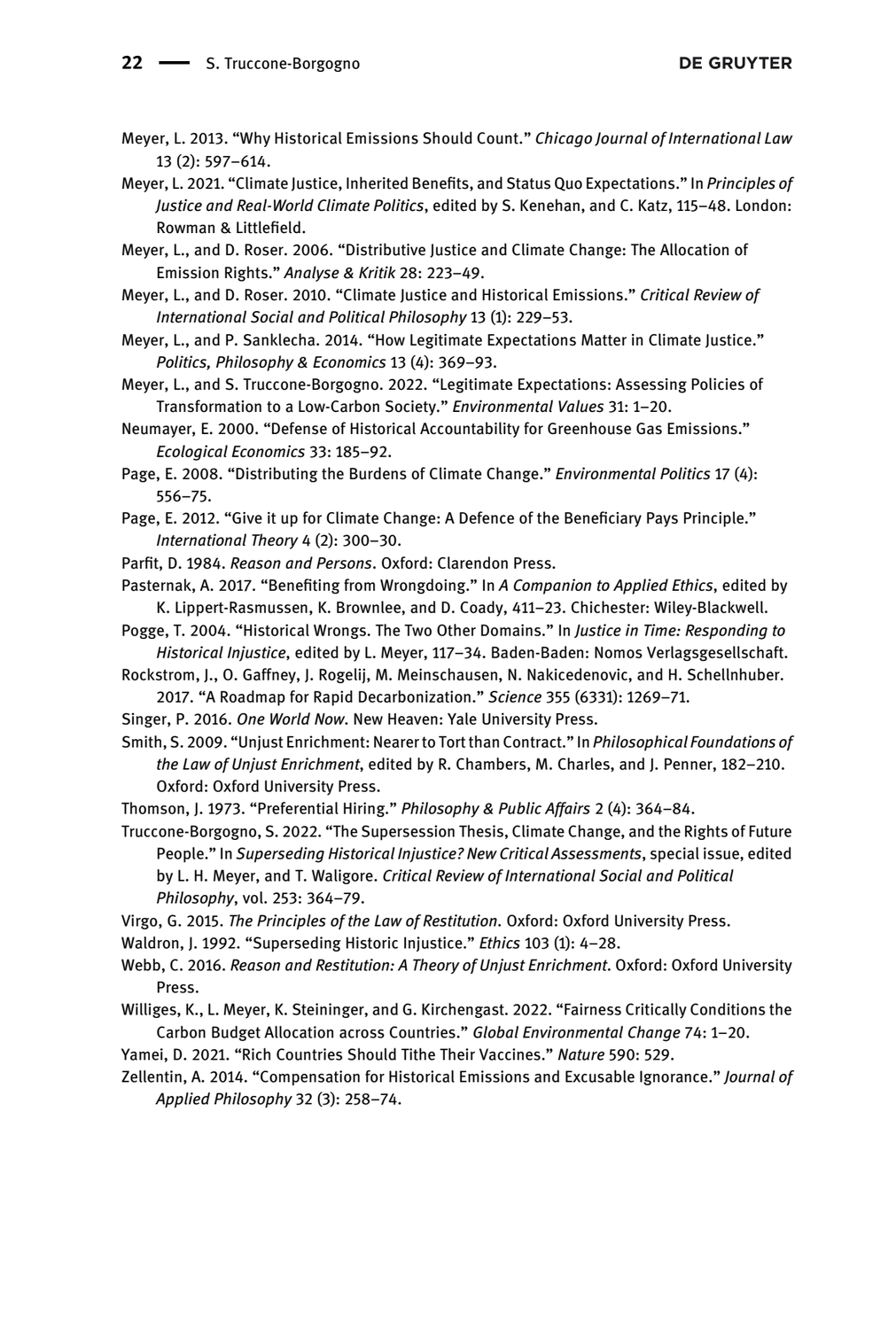Meyer, L. 2013. "Why Historical Emissions Should Count." *Chicago Journal of International Law* 13 (2): 597–614.

Meyer, L. 2021. "Climate Justice, Inherited Benefits, and Status Quo Expectations." In *Principles of Justice and Real-World Climate Politics*, edited by S. Kenehan, and C. Katz, 115–48. London: Rowman & Littlefield.

Meyer, L., and D. Roser. 2006. "Distributive Justice and Climate Change: The Allocation of Emission Rights." *Analyse & Kritik* 28: 223–49.

Meyer, L., and D. Roser. 2010. "Climate Justice and Historical Emissions." *Critical Review of International Social and Political Philosophy* 13 (1): 229–53.

Meyer, L., and P. Sanklecha. 2014. "How Legitimate Expectations Matter in Climate Justice." *Politics, Philosophy & Economics* 13 (4): 369–93.

Meyer, L., and S. Truccone-Borgogno. 2022. "Legitimate Expectations: Assessing Policies of Transformation to a Low-Carbon Society." *Environmental Values* 31: 1–20.

Neumayer, E. 2000. "Defense of Historical Accountability for Greenhouse Gas Emissions." *Ecological Economics* 33: 185–92.

Page, E. 2008. "Distributing the Burdens of Climate Change." *Environmental Politics* 17 (4): 556–75.

Page, E. 2012. "Give it up for Climate Change: A Defence of the Beneficiary Pays Principle." *International Theory* 4 (2): 300–30.

Parfit, D. 1984. *Reason and Persons*. Oxford: Clarendon Press.

Pasternak, A. 2017. "Benefiting from Wrongdoing." In *A Companion to Applied Ethics*, edited by K. Lippert-Rasmussen, K. Brownlee, and D. Coady, 411–23. Chichester: Wiley-Blackwell.

Pogge, T. 2004. "Historical Wrongs. The Two Other Domains." In *Justice in Time: Responding to Historical Injustice*, edited by L. Meyer, 117–34. Baden-Baden: Nomos Verlagsgesellschaft.

Rockstrom, J., O. Gaffney, J. Rogelij, M. Meinschausen, N. Nakicedenovic, and H. Schellnhuber. 2017. "A Roadmap for Rapid Decarbonization." *Science* 355 (6331): 1269–71.

Singer, P. 2016. *One World Now*. New Heaven: Yale University Press.

Smith, S. 2009. "Unjust Enrichment: Nearer to Tort than Contract." In *Philosophical Foundations of the Law of Unjust Enrichment*, edited by R. Chambers, M. Charles, and J. Penner, 182–210. Oxford: Oxford University Press.

Thomson, J. 1973. "Preferential Hiring." *Philosophy & Public Affairs* 2 (4): 364–84.

Truccone-Borgogno, S. 2022. "The Supersession Thesis, Climate Change, and the Rights of Future People." In *Superseding Historical Injustice? New Critical Assessments*, special issue, edited by L. H. Meyer, and T. Waligore. *Critical Review of International Social and Political Philosophy*, vol. 253: 364–79.

Virgo, G. 2015. *The Principles of the Law of Restitution*. Oxford: Oxford University Press.

Waldron, J. 1992. "Superseding Historic Injustice." *Ethics* 103 (1): 4–28.

Webb, C. 2016. *Reason and Restitution: A Theory of Unjust Enrichment*. Oxford: Oxford University Press.

Williges, K., L. Meyer, K. Steininger, and G. Kirchengast. 2022. "Fairness Critically Conditions the Carbon Budget Allocation across Countries." *Global Environmental Change* 74: 1–20.

Yamei, D. 2021. "Rich Countries Should Tithe Their Vaccines." *Nature* 590: 529.

Zellentin, A. 2014. "Compensation for Historical Emissions and Excusable Ignorance." *Journal of Applied Philosophy* 32 (3): 258–74.